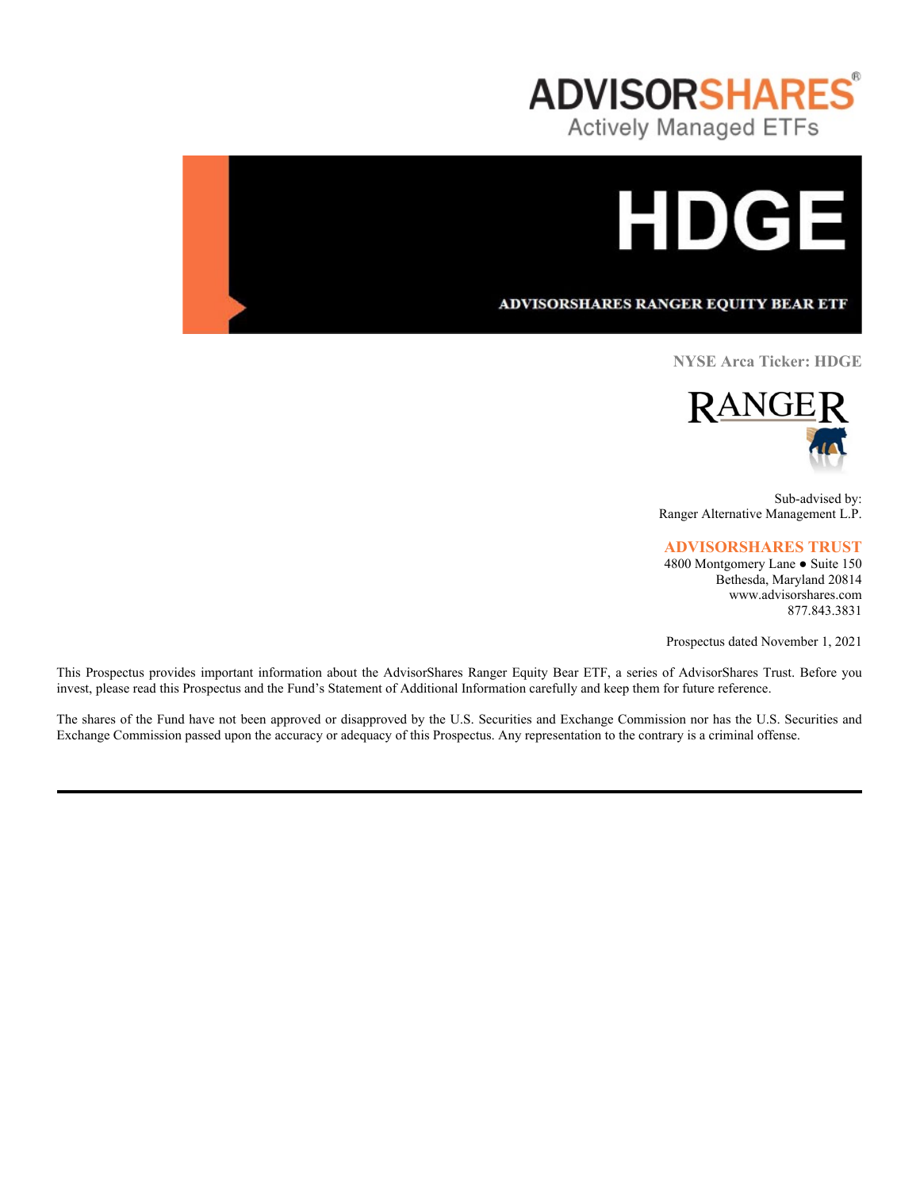# ADVISORSHARES®

Actively Managed ETFs

# HDGE

## ADVISORSHARES RANGER EQUITY BEAR ETF

**NYSE Arca Ticker: HDGE**

RANGER

Sub-advised by:
Ranger Alternative Management L.P.

**ADVISORSHARES TRUST**
4800 Montgomery Lane ● Suite 150
Bethesda, Maryland 20814
www.advisorshares.com
877.843.3831

Prospectus dated November 1, 2021

This Prospectus provides important information about the AdvisorShares Ranger Equity Bear ETF, a series of AdvisorShares Trust. Before you invest, please read this Prospectus and the Fund's Statement of Additional Information carefully and keep them for future reference.

The shares of the Fund have not been approved or disapproved by the U.S. Securities and Exchange Commission nor has the U.S. Securities and Exchange Commission passed upon the accuracy or adequacy of this Prospectus. Any representation to the contrary is a criminal offense.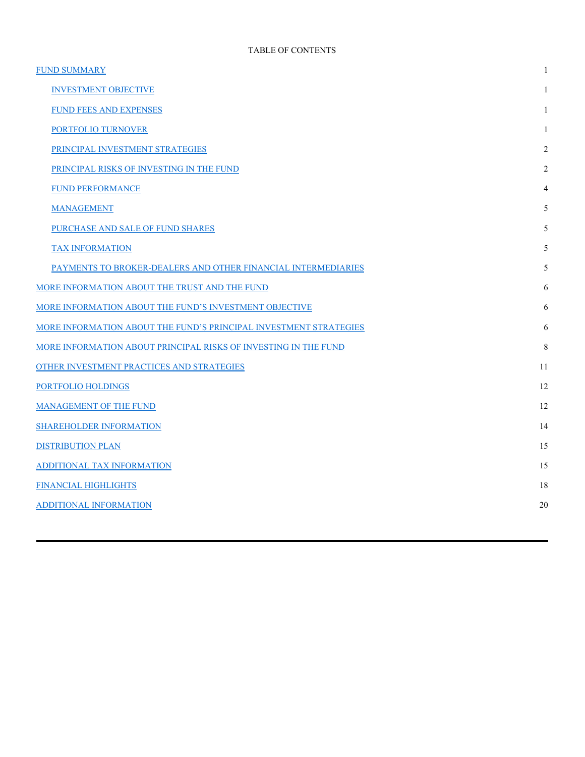TABLE OF CONTENTS

| | |
|---|---|
| FUND SUMMARY | 1 |
| INVESTMENT OBJECTIVE | 1 |
| FUND FEES AND EXPENSES | 1 |
| PORTFOLIO TURNOVER | 1 |
| PRINCIPAL INVESTMENT STRATEGIES | 2 |
| PRINCIPAL RISKS OF INVESTING IN THE FUND | 2 |
| FUND PERFORMANCE | 4 |
| MANAGEMENT | 5 |
| PURCHASE AND SALE OF FUND SHARES | 5 |
| TAX INFORMATION | 5 |
| PAYMENTS TO BROKER-DEALERS AND OTHER FINANCIAL INTERMEDIARIES | 5 |
| MORE INFORMATION ABOUT THE TRUST AND THE FUND | 6 |
| MORE INFORMATION ABOUT THE FUND'S INVESTMENT OBJECTIVE | 6 |
| MORE INFORMATION ABOUT THE FUND'S PRINCIPAL INVESTMENT STRATEGIES | 6 |
| MORE INFORMATION ABOUT PRINCIPAL RISKS OF INVESTING IN THE FUND | 8 |
| OTHER INVESTMENT PRACTICES AND STRATEGIES | 11 |
| PORTFOLIO HOLDINGS | 12 |
| MANAGEMENT OF THE FUND | 12 |
| SHAREHOLDER INFORMATION | 14 |
| DISTRIBUTION PLAN | 15 |
| ADDITIONAL TAX INFORMATION | 15 |
| FINANCIAL HIGHLIGHTS | 18 |
| ADDITIONAL INFORMATION | 20 |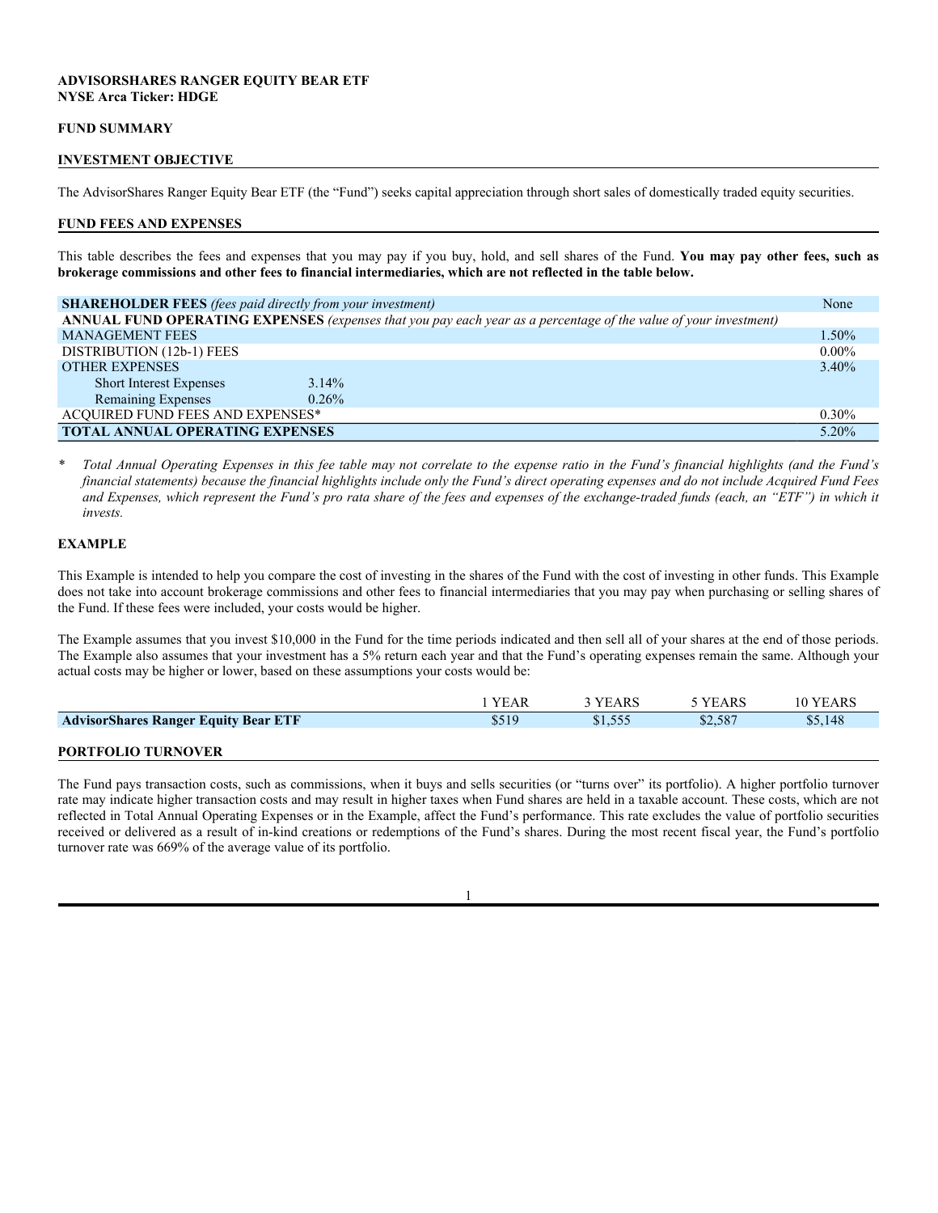**ADVISORSHARES RANGER EQUITY BEAR ETF**
**NYSE Arca Ticker: HDGE**

## FUND SUMMARY

## INVESTMENT OBJECTIVE

The AdvisorShares Ranger Equity Bear ETF (the "Fund") seeks capital appreciation through short sales of domestically traded equity securities.

## FUND FEES AND EXPENSES

This table describes the fees and expenses that you may pay if you buy, hold, and sell shares of the Fund. **You may pay other fees, such as brokerage commissions and other fees to financial intermediaries, which are not reflected in the table below.**

| | | |
|---|---|---|
| **SHAREHOLDER FEES** *(fees paid directly from your investment)* | | None |
| **ANNUAL FUND OPERATING EXPENSES** *(expenses that you pay each year as a percentage of the value of your investment)* | | |
| MANAGEMENT FEES | | 1.50% |
| DISTRIBUTION (12b-1) FEES | | 0.00% |
| OTHER EXPENSES | | 3.40% |
| Short Interest Expenses | 3.14% | |
| Remaining Expenses | 0.26% | |
| ACQUIRED FUND FEES AND EXPENSES* | | 0.30% |
| **TOTAL ANNUAL OPERATING EXPENSES** | | 5.20% |

\* *Total Annual Operating Expenses in this fee table may not correlate to the expense ratio in the Fund's financial highlights (and the Fund's financial statements) because the financial highlights include only the Fund's direct operating expenses and do not include Acquired Fund Fees and Expenses, which represent the Fund's pro rata share of the fees and expenses of the exchange-traded funds (each, an "ETF") in which it invests.*

## EXAMPLE

This Example is intended to help you compare the cost of investing in the shares of the Fund with the cost of investing in other funds. This Example does not take into account brokerage commissions and other fees to financial intermediaries that you may pay when purchasing or selling shares of the Fund. If these fees were included, your costs would be higher.

The Example assumes that you invest $10,000 in the Fund for the time periods indicated and then sell all of your shares at the end of those periods. The Example also assumes that your investment has a 5% return each year and that the Fund's operating expenses remain the same. Although your actual costs may be higher or lower, based on these assumptions your costs would be:

| | 1 YEAR | 3 YEARS | 5 YEARS | 10 YEARS |
|---|---|---|---|---|
| **AdvisorShares Ranger Equity Bear ETF** | $519 | $1,555 | $2,587 | $5,148 |

## PORTFOLIO TURNOVER

The Fund pays transaction costs, such as commissions, when it buys and sells securities (or "turns over" its portfolio). A higher portfolio turnover rate may indicate higher transaction costs and may result in higher taxes when Fund shares are held in a taxable account. These costs, which are not reflected in Total Annual Operating Expenses or in the Example, affect the Fund's performance. This rate excludes the value of portfolio securities received or delivered as a result of in-kind creations or redemptions of the Fund's shares. During the most recent fiscal year, the Fund's portfolio turnover rate was 669% of the average value of its portfolio.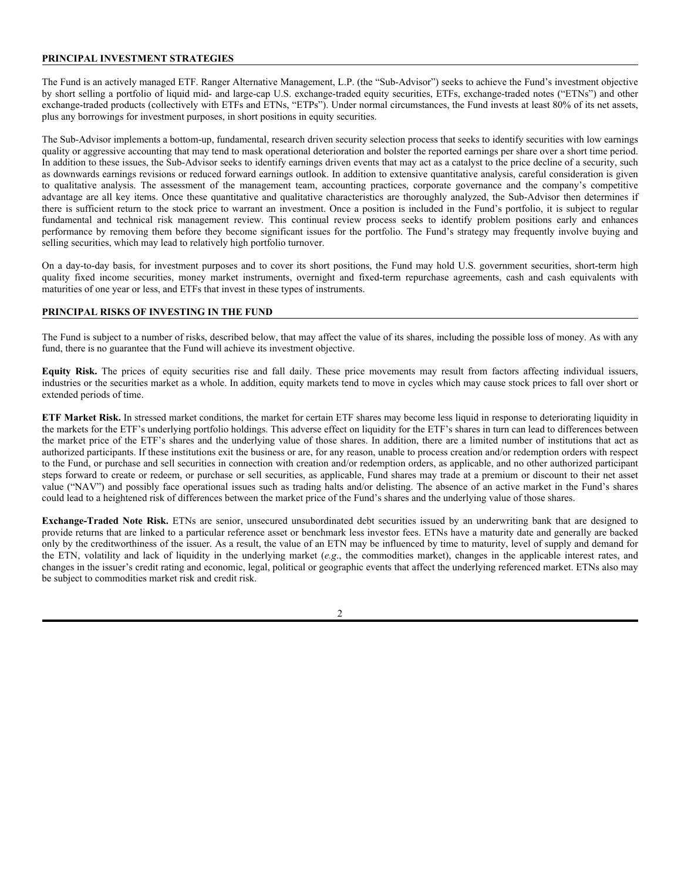## PRINCIPAL INVESTMENT STRATEGIES

The Fund is an actively managed ETF. Ranger Alternative Management, L.P. (the "Sub-Advisor") seeks to achieve the Fund's investment objective by short selling a portfolio of liquid mid- and large-cap U.S. exchange-traded equity securities, ETFs, exchange-traded notes ("ETNs") and other exchange-traded products (collectively with ETFs and ETNs, "ETPs"). Under normal circumstances, the Fund invests at least 80% of its net assets, plus any borrowings for investment purposes, in short positions in equity securities.

The Sub-Advisor implements a bottom-up, fundamental, research driven security selection process that seeks to identify securities with low earnings quality or aggressive accounting that may tend to mask operational deterioration and bolster the reported earnings per share over a short time period. In addition to these issues, the Sub-Advisor seeks to identify earnings driven events that may act as a catalyst to the price decline of a security, such as downwards earnings revisions or reduced forward earnings outlook. In addition to extensive quantitative analysis, careful consideration is given to qualitative analysis. The assessment of the management team, accounting practices, corporate governance and the company's competitive advantage are all key items. Once these quantitative and qualitative characteristics are thoroughly analyzed, the Sub-Advisor then determines if there is sufficient return to the stock price to warrant an investment. Once a position is included in the Fund's portfolio, it is subject to regular fundamental and technical risk management review. This continual review process seeks to identify problem positions early and enhances performance by removing them before they become significant issues for the portfolio. The Fund's strategy may frequently involve buying and selling securities, which may lead to relatively high portfolio turnover.

On a day-to-day basis, for investment purposes and to cover its short positions, the Fund may hold U.S. government securities, short-term high quality fixed income securities, money market instruments, overnight and fixed-term repurchase agreements, cash and cash equivalents with maturities of one year or less, and ETFs that invest in these types of instruments.

## PRINCIPAL RISKS OF INVESTING IN THE FUND

The Fund is subject to a number of risks, described below, that may affect the value of its shares, including the possible loss of money. As with any fund, there is no guarantee that the Fund will achieve its investment objective.

**Equity Risk.** The prices of equity securities rise and fall daily. These price movements may result from factors affecting individual issuers, industries or the securities market as a whole. In addition, equity markets tend to move in cycles which may cause stock prices to fall over short or extended periods of time.

**ETF Market Risk.** In stressed market conditions, the market for certain ETF shares may become less liquid in response to deteriorating liquidity in the markets for the ETF's underlying portfolio holdings. This adverse effect on liquidity for the ETF's shares in turn can lead to differences between the market price of the ETF's shares and the underlying value of those shares. In addition, there are a limited number of institutions that act as authorized participants. If these institutions exit the business or are, for any reason, unable to process creation and/or redemption orders with respect to the Fund, or purchase and sell securities in connection with creation and/or redemption orders, as applicable, and no other authorized participant steps forward to create or redeem, or purchase or sell securities, as applicable, Fund shares may trade at a premium or discount to their net asset value ("NAV") and possibly face operational issues such as trading halts and/or delisting. The absence of an active market in the Fund's shares could lead to a heightened risk of differences between the market price of the Fund's shares and the underlying value of those shares.

**Exchange-Traded Note Risk.** ETNs are senior, unsecured unsubordinated debt securities issued by an underwriting bank that are designed to provide returns that are linked to a particular reference asset or benchmark less investor fees. ETNs have a maturity date and generally are backed only by the creditworthiness of the issuer. As a result, the value of an ETN may be influenced by time to maturity, level of supply and demand for the ETN, volatility and lack of liquidity in the underlying market (*e.g*., the commodities market), changes in the applicable interest rates, and changes in the issuer's credit rating and economic, legal, political or geographic events that affect the underlying referenced market. ETNs also may be subject to commodities market risk and credit risk.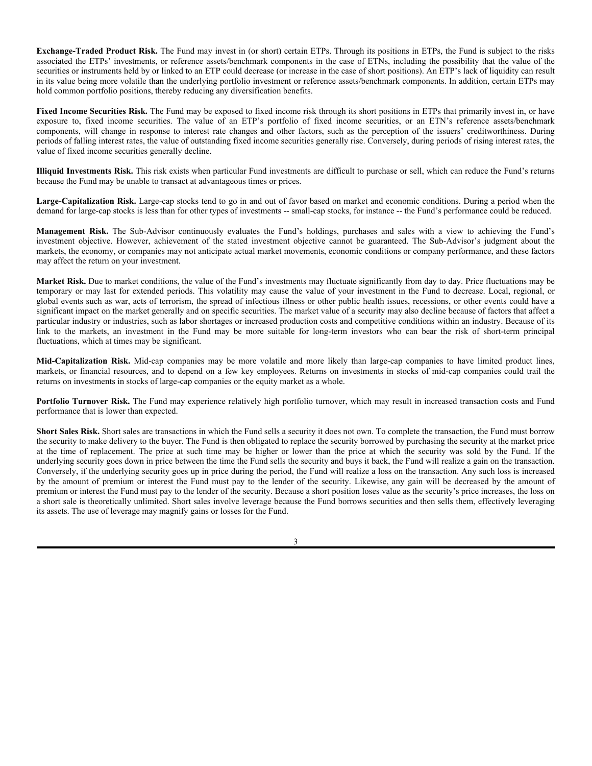**Exchange-Traded Product Risk.** The Fund may invest in (or short) certain ETPs. Through its positions in ETPs, the Fund is subject to the risks associated the ETPs' investments, or reference assets/benchmark components in the case of ETNs, including the possibility that the value of the securities or instruments held by or linked to an ETP could decrease (or increase in the case of short positions). An ETP's lack of liquidity can result in its value being more volatile than the underlying portfolio investment or reference assets/benchmark components. In addition, certain ETPs may hold common portfolio positions, thereby reducing any diversification benefits.

**Fixed Income Securities Risk.** The Fund may be exposed to fixed income risk through its short positions in ETPs that primarily invest in, or have exposure to, fixed income securities. The value of an ETP's portfolio of fixed income securities, or an ETN's reference assets/benchmark components, will change in response to interest rate changes and other factors, such as the perception of the issuers' creditworthiness. During periods of falling interest rates, the value of outstanding fixed income securities generally rise. Conversely, during periods of rising interest rates, the value of fixed income securities generally decline.

**Illiquid Investments Risk.** This risk exists when particular Fund investments are difficult to purchase or sell, which can reduce the Fund's returns because the Fund may be unable to transact at advantageous times or prices.

**Large-Capitalization Risk.** Large-cap stocks tend to go in and out of favor based on market and economic conditions. During a period when the demand for large-cap stocks is less than for other types of investments -- small-cap stocks, for instance -- the Fund's performance could be reduced.

**Management Risk.** The Sub-Advisor continuously evaluates the Fund's holdings, purchases and sales with a view to achieving the Fund's investment objective. However, achievement of the stated investment objective cannot be guaranteed. The Sub-Advisor's judgment about the markets, the economy, or companies may not anticipate actual market movements, economic conditions or company performance, and these factors may affect the return on your investment.

**Market Risk.** Due to market conditions, the value of the Fund's investments may fluctuate significantly from day to day. Price fluctuations may be temporary or may last for extended periods. This volatility may cause the value of your investment in the Fund to decrease. Local, regional, or global events such as war, acts of terrorism, the spread of infectious illness or other public health issues, recessions, or other events could have a significant impact on the market generally and on specific securities. The market value of a security may also decline because of factors that affect a particular industry or industries, such as labor shortages or increased production costs and competitive conditions within an industry. Because of its link to the markets, an investment in the Fund may be more suitable for long-term investors who can bear the risk of short-term principal fluctuations, which at times may be significant.

**Mid-Capitalization Risk.** Mid-cap companies may be more volatile and more likely than large-cap companies to have limited product lines, markets, or financial resources, and to depend on a few key employees. Returns on investments in stocks of mid-cap companies could trail the returns on investments in stocks of large-cap companies or the equity market as a whole.

**Portfolio Turnover Risk.** The Fund may experience relatively high portfolio turnover, which may result in increased transaction costs and Fund performance that is lower than expected.

**Short Sales Risk.** Short sales are transactions in which the Fund sells a security it does not own. To complete the transaction, the Fund must borrow the security to make delivery to the buyer. The Fund is then obligated to replace the security borrowed by purchasing the security at the market price at the time of replacement. The price at such time may be higher or lower than the price at which the security was sold by the Fund. If the underlying security goes down in price between the time the Fund sells the security and buys it back, the Fund will realize a gain on the transaction. Conversely, if the underlying security goes up in price during the period, the Fund will realize a loss on the transaction. Any such loss is increased by the amount of premium or interest the Fund must pay to the lender of the security. Likewise, any gain will be decreased by the amount of premium or interest the Fund must pay to the lender of the security. Because a short position loses value as the security's price increases, the loss on a short sale is theoretically unlimited. Short sales involve leverage because the Fund borrows securities and then sells them, effectively leveraging its assets. The use of leverage may magnify gains or losses for the Fund.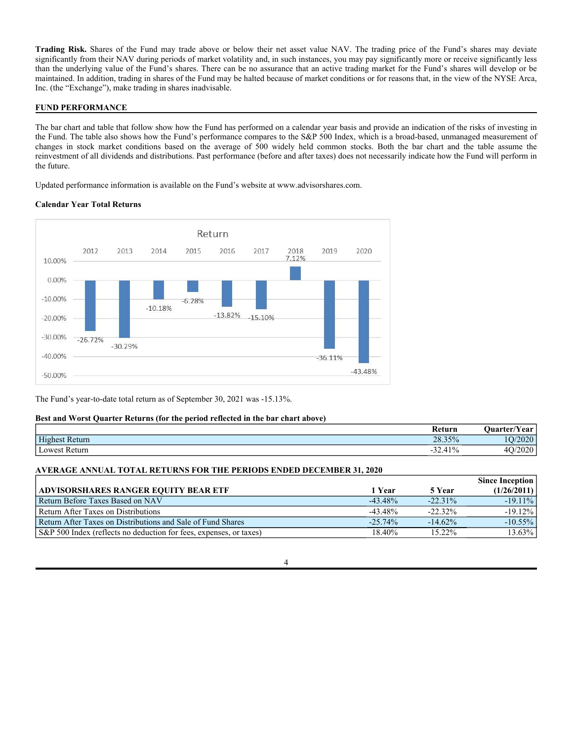**Trading Risk.** Shares of the Fund may trade above or below their net asset value NAV. The trading price of the Fund's shares may deviate significantly from their NAV during periods of market volatility and, in such instances, you may pay significantly more or receive significantly less than the underlying value of the Fund's shares. There can be no assurance that an active trading market for the Fund's shares will develop or be maintained. In addition, trading in shares of the Fund may be halted because of market conditions or for reasons that, in the view of the NYSE Arca, Inc. (the "Exchange"), make trading in shares inadvisable.

## FUND PERFORMANCE

The bar chart and table that follow show how the Fund has performed on a calendar year basis and provide an indication of the risks of investing in the Fund. The table also shows how the Fund's performance compares to the S&P 500 Index, which is a broad-based, unmanaged measurement of changes in stock market conditions based on the average of 500 widely held common stocks. Both the bar chart and the table assume the reinvestment of all dividends and distributions. Past performance (before and after taxes) does not necessarily indicate how the Fund will perform in the future.

Updated performance information is available on the Fund's website at www.advisorshares.com.

### Calendar Year Total Returns

Return

| 2012 | 2013 | 2014 | 2015 | 2016 | 2017 | 2018 | 2019 | 2020 |
|---|---|---|---|---|---|---|---|---|
| -26.72% | -30.29% | -10.18% | -6.28% | -13.82% | -15.10% | 7.12% | -36.11% | -43.48% |

The Fund's year-to-date total return as of September 30, 2021 was -15.13%.

### Best and Worst Quarter Returns (for the period reflected in the bar chart above)

| | Return | Quarter/Year |
|---|---|---|
| Highest Return | 28.35% | 1Q/2020 |
| Lowest Return | -32.41% | 4Q/2020 |

### AVERAGE ANNUAL TOTAL RETURNS FOR THE PERIODS ENDED DECEMBER 31, 2020

| ADVISORSHARES RANGER EQUITY BEAR ETF | 1 Year | 5 Year | Since Inception (1/26/2011) |
|---|---|---|---|
| Return Before Taxes Based on NAV | -43.48% | -22.31% | -19.11% |
| Return After Taxes on Distributions | -43.48% | -22.32% | -19.12% |
| Return After Taxes on Distributions and Sale of Fund Shares | -25.74% | -14.62% | -10.55% |
| S&P 500 Index (reflects no deduction for fees, expenses, or taxes) | 18.40% | 15.22% | 13.63% |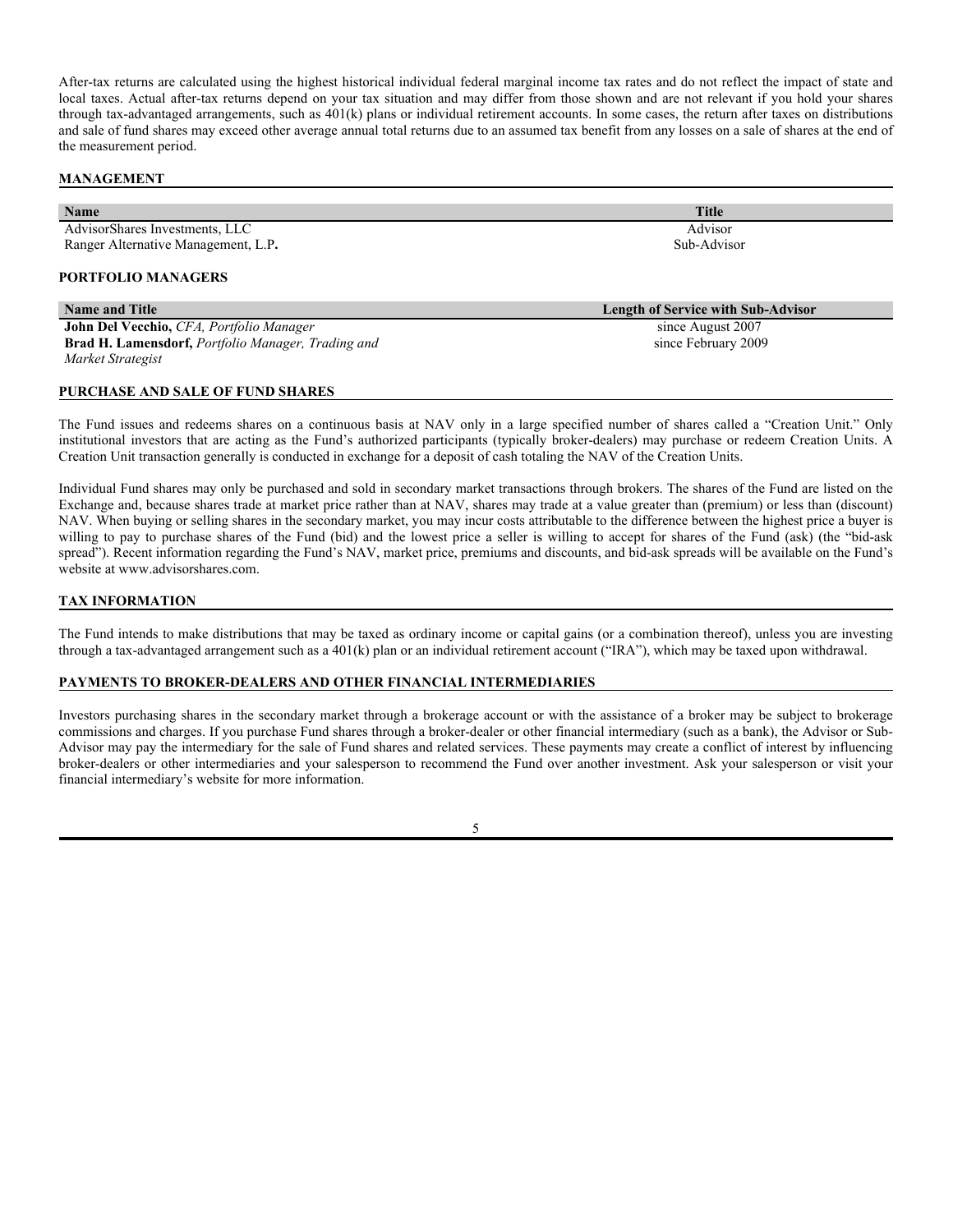After-tax returns are calculated using the highest historical individual federal marginal income tax rates and do not reflect the impact of state and local taxes. Actual after-tax returns depend on your tax situation and may differ from those shown and are not relevant if you hold your shares through tax-advantaged arrangements, such as 401(k) plans or individual retirement accounts. In some cases, the return after taxes on distributions and sale of fund shares may exceed other average annual total returns due to an assumed tax benefit from any losses on a sale of shares at the end of the measurement period.

## MANAGEMENT

| Name | Title |
|---|---|
| AdvisorShares Investments, LLC | Advisor |
| Ranger Alternative Management, L.P. | Sub-Advisor |

## PORTFOLIO MANAGERS

| Name and Title | Length of Service with Sub-Advisor |
|---|---|
| **John Del Vecchio,** *CFA, Portfolio Manager* | since August 2007 |
| **Brad H. Lamensdorf,** *Portfolio Manager, Trading and Market Strategist* | since February 2009 |

## PURCHASE AND SALE OF FUND SHARES

The Fund issues and redeems shares on a continuous basis at NAV only in a large specified number of shares called a "Creation Unit." Only institutional investors that are acting as the Fund's authorized participants (typically broker-dealers) may purchase or redeem Creation Units. A Creation Unit transaction generally is conducted in exchange for a deposit of cash totaling the NAV of the Creation Units.

Individual Fund shares may only be purchased and sold in secondary market transactions through brokers. The shares of the Fund are listed on the Exchange and, because shares trade at market price rather than at NAV, shares may trade at a value greater than (premium) or less than (discount) NAV. When buying or selling shares in the secondary market, you may incur costs attributable to the difference between the highest price a buyer is willing to pay to purchase shares of the Fund (bid) and the lowest price a seller is willing to accept for shares of the Fund (ask) (the "bid-ask spread"). Recent information regarding the Fund's NAV, market price, premiums and discounts, and bid-ask spreads will be available on the Fund's website at www.advisorshares.com.

## TAX INFORMATION

The Fund intends to make distributions that may be taxed as ordinary income or capital gains (or a combination thereof), unless you are investing through a tax-advantaged arrangement such as a 401(k) plan or an individual retirement account ("IRA"), which may be taxed upon withdrawal.

## PAYMENTS TO BROKER-DEALERS AND OTHER FINANCIAL INTERMEDIARIES

Investors purchasing shares in the secondary market through a brokerage account or with the assistance of a broker may be subject to brokerage commissions and charges. If you purchase Fund shares through a broker-dealer or other financial intermediary (such as a bank), the Advisor or Sub-Advisor may pay the intermediary for the sale of Fund shares and related services. These payments may create a conflict of interest by influencing broker-dealers or other intermediaries and your salesperson to recommend the Fund over another investment. Ask your salesperson or visit your financial intermediary's website for more information.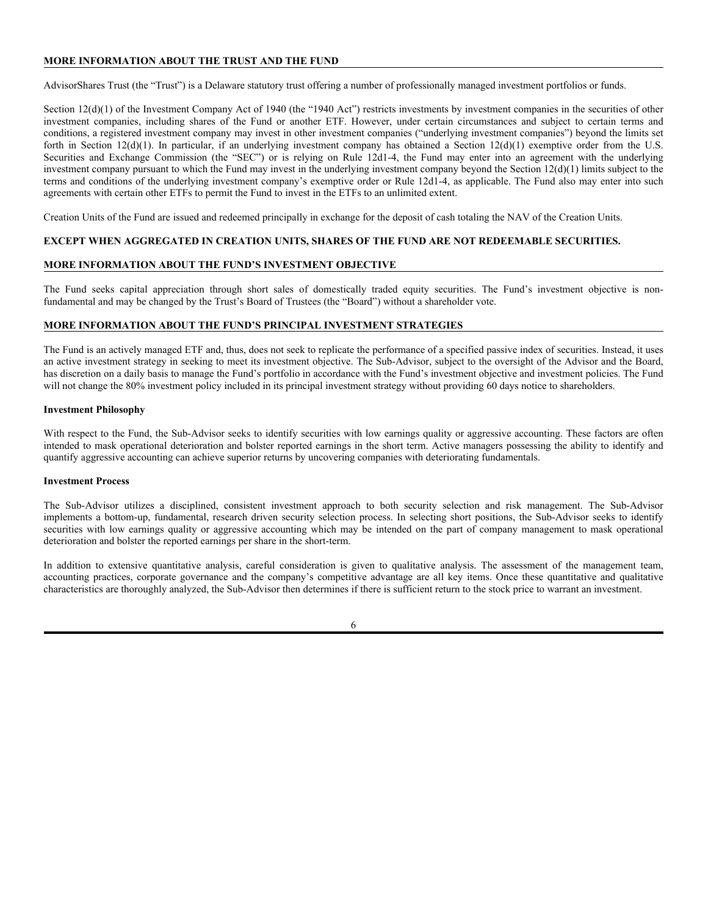## MORE INFORMATION ABOUT THE TRUST AND THE FUND

AdvisorShares Trust (the "Trust") is a Delaware statutory trust offering a number of professionally managed investment portfolios or funds.

Section 12(d)(1) of the Investment Company Act of 1940 (the "1940 Act") restricts investments by investment companies in the securities of other investment companies, including shares of the Fund or another ETF. However, under certain circumstances and subject to certain terms and conditions, a registered investment company may invest in other investment companies ("underlying investment companies") beyond the limits set forth in Section 12(d)(1). In particular, if an underlying investment company has obtained a Section 12(d)(1) exemptive order from the U.S. Securities and Exchange Commission (the "SEC") or is relying on Rule 12d1-4, the Fund may enter into an agreement with the underlying investment company pursuant to which the Fund may invest in the underlying investment company beyond the Section 12(d)(1) limits subject to the terms and conditions of the underlying investment company's exemptive order or Rule 12d1-4, as applicable. The Fund also may enter into such agreements with certain other ETFs to permit the Fund to invest in the ETFs to an unlimited extent.

Creation Units of the Fund are issued and redeemed principally in exchange for the deposit of cash totaling the NAV of the Creation Units.

**EXCEPT WHEN AGGREGATED IN CREATION UNITS, SHARES OF THE FUND ARE NOT REDEEMABLE SECURITIES.**

## MORE INFORMATION ABOUT THE FUND'S INVESTMENT OBJECTIVE

The Fund seeks capital appreciation through short sales of domestically traded equity securities. The Fund's investment objective is non-fundamental and may be changed by the Trust's Board of Trustees (the "Board") without a shareholder vote.

## MORE INFORMATION ABOUT THE FUND'S PRINCIPAL INVESTMENT STRATEGIES

The Fund is an actively managed ETF and, thus, does not seek to replicate the performance of a specified passive index of securities. Instead, it uses an active investment strategy in seeking to meet its investment objective. The Sub-Advisor, subject to the oversight of the Advisor and the Board, has discretion on a daily basis to manage the Fund's portfolio in accordance with the Fund's investment objective and investment policies. The Fund will not change the 80% investment policy included in its principal investment strategy without providing 60 days notice to shareholders.

### Investment Philosophy

With respect to the Fund, the Sub-Advisor seeks to identify securities with low earnings quality or aggressive accounting. These factors are often intended to mask operational deterioration and bolster reported earnings in the short term. Active managers possessing the ability to identify and quantify aggressive accounting can achieve superior returns by uncovering companies with deteriorating fundamentals.

### Investment Process

The Sub-Advisor utilizes a disciplined, consistent investment approach to both security selection and risk management. The Sub-Advisor implements a bottom-up, fundamental, research driven security selection process. In selecting short positions, the Sub-Advisor seeks to identify securities with low earnings quality or aggressive accounting which may be intended on the part of company management to mask operational deterioration and bolster the reported earnings per share in the short-term.

In addition to extensive quantitative analysis, careful consideration is given to qualitative analysis. The assessment of the management team, accounting practices, corporate governance and the company's competitive advantage are all key items. Once these quantitative and qualitative characteristics are thoroughly analyzed, the Sub-Advisor then determines if there is sufficient return to the stock price to warrant an investment.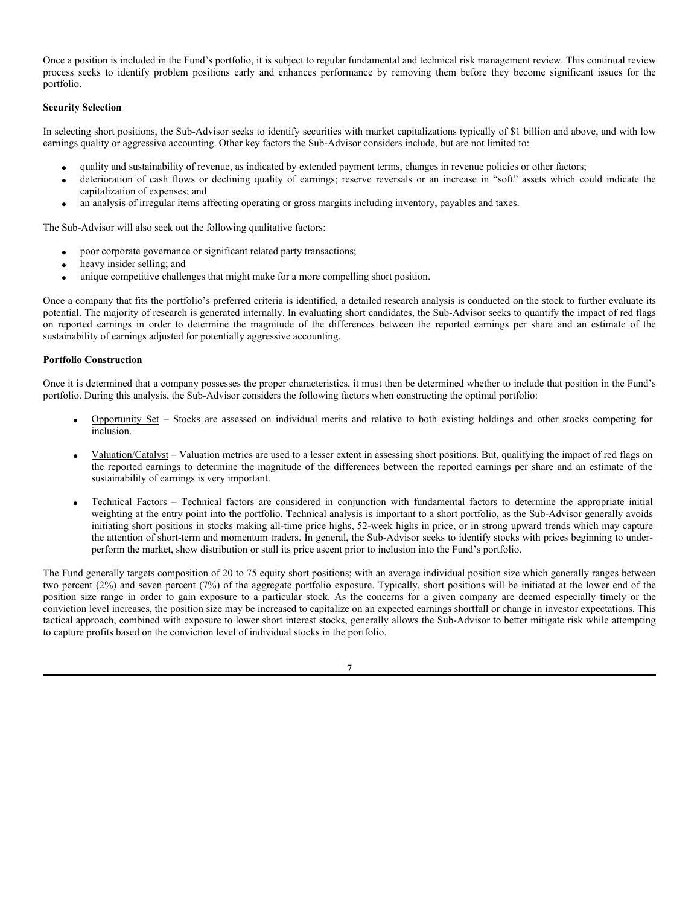Once a position is included in the Fund's portfolio, it is subject to regular fundamental and technical risk management review. This continual review process seeks to identify problem positions early and enhances performance by removing them before they become significant issues for the portfolio.

**Security Selection**

In selecting short positions, the Sub-Advisor seeks to identify securities with market capitalizations typically of $1 billion and above, and with low earnings quality or aggressive accounting. Other key factors the Sub-Advisor considers include, but are not limited to:

- quality and sustainability of revenue, as indicated by extended payment terms, changes in revenue policies or other factors;
- deterioration of cash flows or declining quality of earnings; reserve reversals or an increase in "soft" assets which could indicate the capitalization of expenses; and
- an analysis of irregular items affecting operating or gross margins including inventory, payables and taxes.

The Sub-Advisor will also seek out the following qualitative factors:

- poor corporate governance or significant related party transactions;
- heavy insider selling; and
- unique competitive challenges that might make for a more compelling short position.

Once a company that fits the portfolio's preferred criteria is identified, a detailed research analysis is conducted on the stock to further evaluate its potential. The majority of research is generated internally. In evaluating short candidates, the Sub-Advisor seeks to quantify the impact of red flags on reported earnings in order to determine the magnitude of the differences between the reported earnings per share and an estimate of the sustainability of earnings adjusted for potentially aggressive accounting.

**Portfolio Construction**

Once it is determined that a company possesses the proper characteristics, it must then be determined whether to include that position in the Fund's portfolio. During this analysis, the Sub-Advisor considers the following factors when constructing the optimal portfolio:

- Opportunity Set – Stocks are assessed on individual merits and relative to both existing holdings and other stocks competing for inclusion.

- Valuation/Catalyst – Valuation metrics are used to a lesser extent in assessing short positions. But, qualifying the impact of red flags on the reported earnings to determine the magnitude of the differences between the reported earnings per share and an estimate of the sustainability of earnings is very important.

- Technical Factors – Technical factors are considered in conjunction with fundamental factors to determine the appropriate initial weighting at the entry point into the portfolio. Technical analysis is important to a short portfolio, as the Sub-Advisor generally avoids initiating short positions in stocks making all-time price highs, 52-week highs in price, or in strong upward trends which may capture the attention of short-term and momentum traders. In general, the Sub-Advisor seeks to identify stocks with prices beginning to under-perform the market, show distribution or stall its price ascent prior to inclusion into the Fund's portfolio.

The Fund generally targets composition of 20 to 75 equity short positions; with an average individual position size which generally ranges between two percent (2%) and seven percent (7%) of the aggregate portfolio exposure. Typically, short positions will be initiated at the lower end of the position size range in order to gain exposure to a particular stock. As the concerns for a given company are deemed especially timely or the conviction level increases, the position size may be increased to capitalize on an expected earnings shortfall or change in investor expectations. This tactical approach, combined with exposure to lower short interest stocks, generally allows the Sub-Advisor to better mitigate risk while attempting to capture profits based on the conviction level of individual stocks in the portfolio.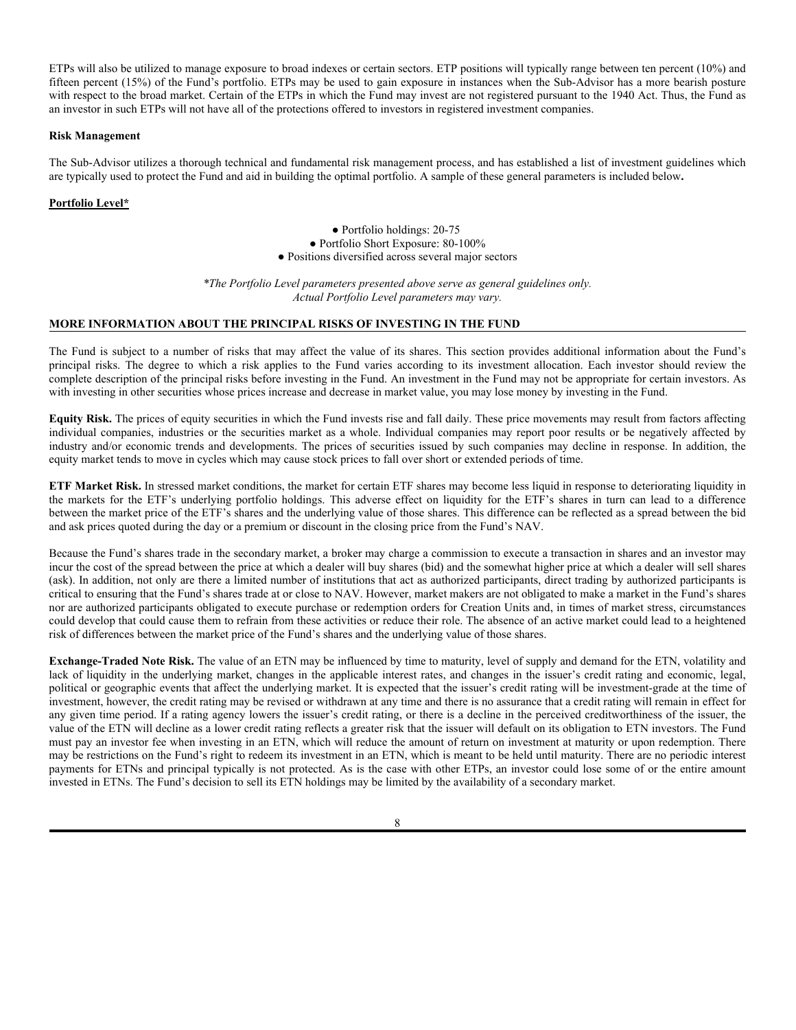ETPs will also be utilized to manage exposure to broad indexes or certain sectors. ETP positions will typically range between ten percent (10%) and fifteen percent (15%) of the Fund's portfolio. ETPs may be used to gain exposure in instances when the Sub-Advisor has a more bearish posture with respect to the broad market. Certain of the ETPs in which the Fund may invest are not registered pursuant to the 1940 Act. Thus, the Fund as an investor in such ETPs will not have all of the protections offered to investors in registered investment companies.

**Risk Management**

The Sub-Advisor utilizes a thorough technical and fundamental risk management process, and has established a list of investment guidelines which are typically used to protect the Fund and aid in building the optimal portfolio. A sample of these general parameters is included below**.**

**Portfolio Level***

- Portfolio holdings: 20-75
- Portfolio Short Exposure: 80-100%
- Positions diversified across several major sectors

*\*The Portfolio Level parameters presented above serve as general guidelines only. Actual Portfolio Level parameters may vary.*

## MORE INFORMATION ABOUT THE PRINCIPAL RISKS OF INVESTING IN THE FUND

The Fund is subject to a number of risks that may affect the value of its shares. This section provides additional information about the Fund's principal risks. The degree to which a risk applies to the Fund varies according to its investment allocation. Each investor should review the complete description of the principal risks before investing in the Fund. An investment in the Fund may not be appropriate for certain investors. As with investing in other securities whose prices increase and decrease in market value, you may lose money by investing in the Fund.

**Equity Risk.** The prices of equity securities in which the Fund invests rise and fall daily. These price movements may result from factors affecting individual companies, industries or the securities market as a whole. Individual companies may report poor results or be negatively affected by industry and/or economic trends and developments. The prices of securities issued by such companies may decline in response. In addition, the equity market tends to move in cycles which may cause stock prices to fall over short or extended periods of time.

**ETF Market Risk.** In stressed market conditions, the market for certain ETF shares may become less liquid in response to deteriorating liquidity in the markets for the ETF's underlying portfolio holdings. This adverse effect on liquidity for the ETF's shares in turn can lead to a difference between the market price of the ETF's shares and the underlying value of those shares. This difference can be reflected as a spread between the bid and ask prices quoted during the day or a premium or discount in the closing price from the Fund's NAV.

Because the Fund's shares trade in the secondary market, a broker may charge a commission to execute a transaction in shares and an investor may incur the cost of the spread between the price at which a dealer will buy shares (bid) and the somewhat higher price at which a dealer will sell shares (ask). In addition, not only are there a limited number of institutions that act as authorized participants, direct trading by authorized participants is critical to ensuring that the Fund's shares trade at or close to NAV. However, market makers are not obligated to make a market in the Fund's shares nor are authorized participants obligated to execute purchase or redemption orders for Creation Units and, in times of market stress, circumstances could develop that could cause them to refrain from these activities or reduce their role. The absence of an active market could lead to a heightened risk of differences between the market price of the Fund's shares and the underlying value of those shares.

**Exchange-Traded Note Risk.** The value of an ETN may be influenced by time to maturity, level of supply and demand for the ETN, volatility and lack of liquidity in the underlying market, changes in the applicable interest rates, and changes in the issuer's credit rating and economic, legal, political or geographic events that affect the underlying market. It is expected that the issuer's credit rating will be investment-grade at the time of investment, however, the credit rating may be revised or withdrawn at any time and there is no assurance that a credit rating will remain in effect for any given time period. If a rating agency lowers the issuer's credit rating, or there is a decline in the perceived creditworthiness of the issuer, the value of the ETN will decline as a lower credit rating reflects a greater risk that the issuer will default on its obligation to ETN investors. The Fund must pay an investor fee when investing in an ETN, which will reduce the amount of return on investment at maturity or upon redemption. There may be restrictions on the Fund's right to redeem its investment in an ETN, which is meant to be held until maturity. There are no periodic interest payments for ETNs and principal typically is not protected. As is the case with other ETPs, an investor could lose some of or the entire amount invested in ETNs. The Fund's decision to sell its ETN holdings may be limited by the availability of a secondary market.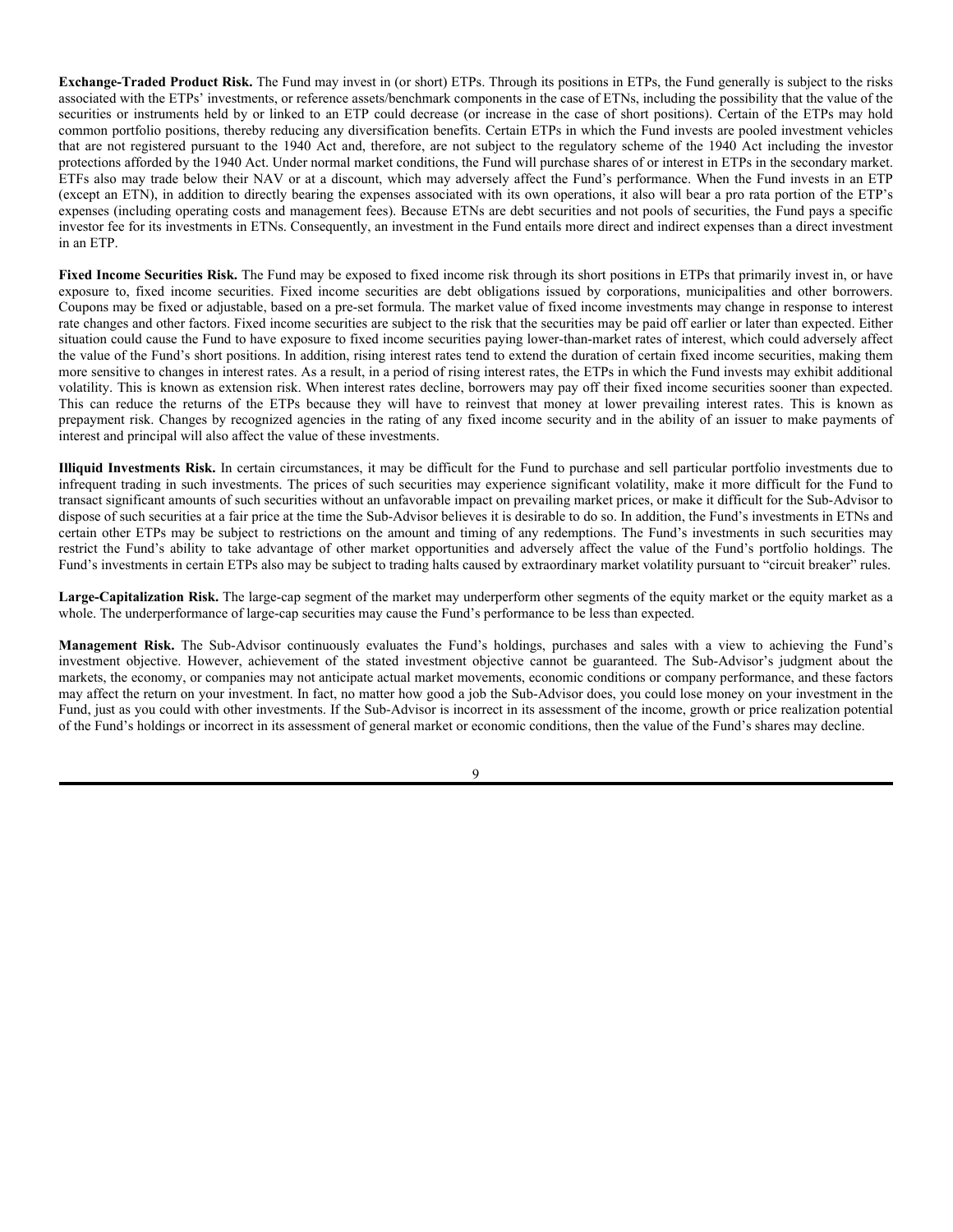**Exchange-Traded Product Risk.** The Fund may invest in (or short) ETPs. Through its positions in ETPs, the Fund generally is subject to the risks associated with the ETPs' investments, or reference assets/benchmark components in the case of ETNs, including the possibility that the value of the securities or instruments held by or linked to an ETP could decrease (or increase in the case of short positions). Certain of the ETPs may hold common portfolio positions, thereby reducing any diversification benefits. Certain ETPs in which the Fund invests are pooled investment vehicles that are not registered pursuant to the 1940 Act and, therefore, are not subject to the regulatory scheme of the 1940 Act including the investor protections afforded by the 1940 Act. Under normal market conditions, the Fund will purchase shares of or interest in ETPs in the secondary market. ETFs also may trade below their NAV or at a discount, which may adversely affect the Fund's performance. When the Fund invests in an ETP (except an ETN), in addition to directly bearing the expenses associated with its own operations, it also will bear a pro rata portion of the ETP's expenses (including operating costs and management fees). Because ETNs are debt securities and not pools of securities, the Fund pays a specific investor fee for its investments in ETNs. Consequently, an investment in the Fund entails more direct and indirect expenses than a direct investment in an ETP.

**Fixed Income Securities Risk.** The Fund may be exposed to fixed income risk through its short positions in ETPs that primarily invest in, or have exposure to, fixed income securities. Fixed income securities are debt obligations issued by corporations, municipalities and other borrowers. Coupons may be fixed or adjustable, based on a pre-set formula. The market value of fixed income investments may change in response to interest rate changes and other factors. Fixed income securities are subject to the risk that the securities may be paid off earlier or later than expected. Either situation could cause the Fund to have exposure to fixed income securities paying lower-than-market rates of interest, which could adversely affect the value of the Fund's short positions. In addition, rising interest rates tend to extend the duration of certain fixed income securities, making them more sensitive to changes in interest rates. As a result, in a period of rising interest rates, the ETPs in which the Fund invests may exhibit additional volatility. This is known as extension risk. When interest rates decline, borrowers may pay off their fixed income securities sooner than expected. This can reduce the returns of the ETPs because they will have to reinvest that money at lower prevailing interest rates. This is known as prepayment risk. Changes by recognized agencies in the rating of any fixed income security and in the ability of an issuer to make payments of interest and principal will also affect the value of these investments.

**Illiquid Investments Risk.** In certain circumstances, it may be difficult for the Fund to purchase and sell particular portfolio investments due to infrequent trading in such investments. The prices of such securities may experience significant volatility, make it more difficult for the Fund to transact significant amounts of such securities without an unfavorable impact on prevailing market prices, or make it difficult for the Sub-Advisor to dispose of such securities at a fair price at the time the Sub-Advisor believes it is desirable to do so. In addition, the Fund's investments in ETNs and certain other ETPs may be subject to restrictions on the amount and timing of any redemptions. The Fund's investments in such securities may restrict the Fund's ability to take advantage of other market opportunities and adversely affect the value of the Fund's portfolio holdings. The Fund's investments in certain ETPs also may be subject to trading halts caused by extraordinary market volatility pursuant to "circuit breaker" rules.

**Large-Capitalization Risk.** The large-cap segment of the market may underperform other segments of the equity market or the equity market as a whole. The underperformance of large-cap securities may cause the Fund's performance to be less than expected.

**Management Risk.** The Sub-Advisor continuously evaluates the Fund's holdings, purchases and sales with a view to achieving the Fund's investment objective. However, achievement of the stated investment objective cannot be guaranteed. The Sub-Advisor's judgment about the markets, the economy, or companies may not anticipate actual market movements, economic conditions or company performance, and these factors may affect the return on your investment. In fact, no matter how good a job the Sub-Advisor does, you could lose money on your investment in the Fund, just as you could with other investments. If the Sub-Advisor is incorrect in its assessment of the income, growth or price realization potential of the Fund's holdings or incorrect in its assessment of general market or economic conditions, then the value of the Fund's shares may decline.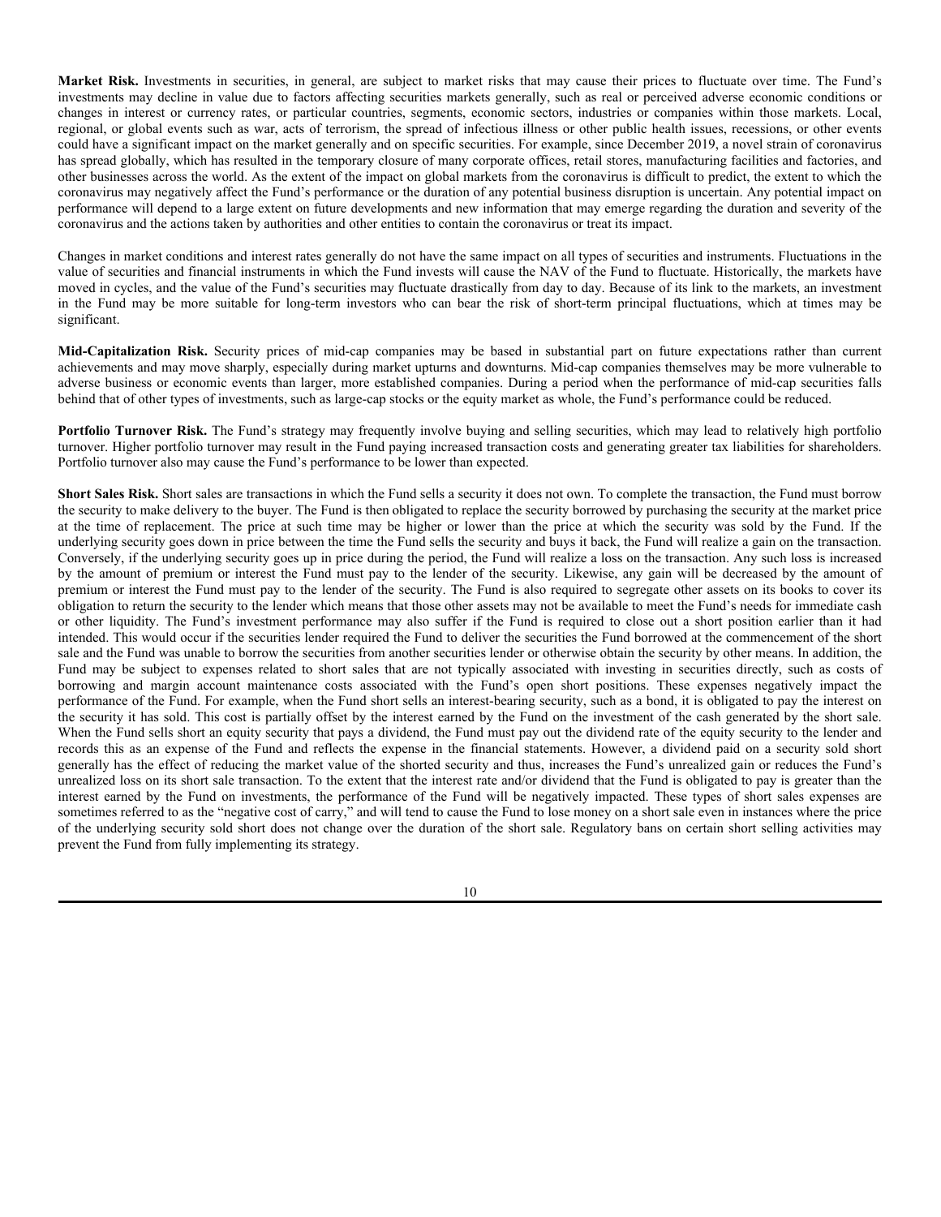**Market Risk.** Investments in securities, in general, are subject to market risks that may cause their prices to fluctuate over time. The Fund's investments may decline in value due to factors affecting securities markets generally, such as real or perceived adverse economic conditions or changes in interest or currency rates, or particular countries, segments, economic sectors, industries or companies within those markets. Local, regional, or global events such as war, acts of terrorism, the spread of infectious illness or other public health issues, recessions, or other events could have a significant impact on the market generally and on specific securities. For example, since December 2019, a novel strain of coronavirus has spread globally, which has resulted in the temporary closure of many corporate offices, retail stores, manufacturing facilities and factories, and other businesses across the world. As the extent of the impact on global markets from the coronavirus is difficult to predict, the extent to which the coronavirus may negatively affect the Fund's performance or the duration of any potential business disruption is uncertain. Any potential impact on performance will depend to a large extent on future developments and new information that may emerge regarding the duration and severity of the coronavirus and the actions taken by authorities and other entities to contain the coronavirus or treat its impact.

Changes in market conditions and interest rates generally do not have the same impact on all types of securities and instruments. Fluctuations in the value of securities and financial instruments in which the Fund invests will cause the NAV of the Fund to fluctuate. Historically, the markets have moved in cycles, and the value of the Fund's securities may fluctuate drastically from day to day. Because of its link to the markets, an investment in the Fund may be more suitable for long-term investors who can bear the risk of short-term principal fluctuations, which at times may be significant.

**Mid-Capitalization Risk.** Security prices of mid-cap companies may be based in substantial part on future expectations rather than current achievements and may move sharply, especially during market upturns and downturns. Mid-cap companies themselves may be more vulnerable to adverse business or economic events than larger, more established companies. During a period when the performance of mid-cap securities falls behind that of other types of investments, such as large-cap stocks or the equity market as whole, the Fund's performance could be reduced.

**Portfolio Turnover Risk.** The Fund's strategy may frequently involve buying and selling securities, which may lead to relatively high portfolio turnover. Higher portfolio turnover may result in the Fund paying increased transaction costs and generating greater tax liabilities for shareholders. Portfolio turnover also may cause the Fund's performance to be lower than expected.

**Short Sales Risk.** Short sales are transactions in which the Fund sells a security it does not own. To complete the transaction, the Fund must borrow the security to make delivery to the buyer. The Fund is then obligated to replace the security borrowed by purchasing the security at the market price at the time of replacement. The price at such time may be higher or lower than the price at which the security was sold by the Fund. If the underlying security goes down in price between the time the Fund sells the security and buys it back, the Fund will realize a gain on the transaction. Conversely, if the underlying security goes up in price during the period, the Fund will realize a loss on the transaction. Any such loss is increased by the amount of premium or interest the Fund must pay to the lender of the security. Likewise, any gain will be decreased by the amount of premium or interest the Fund must pay to the lender of the security. The Fund is also required to segregate other assets on its books to cover its obligation to return the security to the lender which means that those other assets may not be available to meet the Fund's needs for immediate cash or other liquidity. The Fund's investment performance may also suffer if the Fund is required to close out a short position earlier than it had intended. This would occur if the securities lender required the Fund to deliver the securities the Fund borrowed at the commencement of the short sale and the Fund was unable to borrow the securities from another securities lender or otherwise obtain the security by other means. In addition, the Fund may be subject to expenses related to short sales that are not typically associated with investing in securities directly, such as costs of borrowing and margin account maintenance costs associated with the Fund's open short positions. These expenses negatively impact the performance of the Fund. For example, when the Fund short sells an interest-bearing security, such as a bond, it is obligated to pay the interest on the security it has sold. This cost is partially offset by the interest earned by the Fund on the investment of the cash generated by the short sale. When the Fund sells short an equity security that pays a dividend, the Fund must pay out the dividend rate of the equity security to the lender and records this as an expense of the Fund and reflects the expense in the financial statements. However, a dividend paid on a security sold short generally has the effect of reducing the market value of the shorted security and thus, increases the Fund's unrealized gain or reduces the Fund's unrealized loss on its short sale transaction. To the extent that the interest rate and/or dividend that the Fund is obligated to pay is greater than the interest earned by the Fund on investments, the performance of the Fund will be negatively impacted. These types of short sales expenses are sometimes referred to as the "negative cost of carry," and will tend to cause the Fund to lose money on a short sale even in instances where the price of the underlying security sold short does not change over the duration of the short sale. Regulatory bans on certain short selling activities may prevent the Fund from fully implementing its strategy.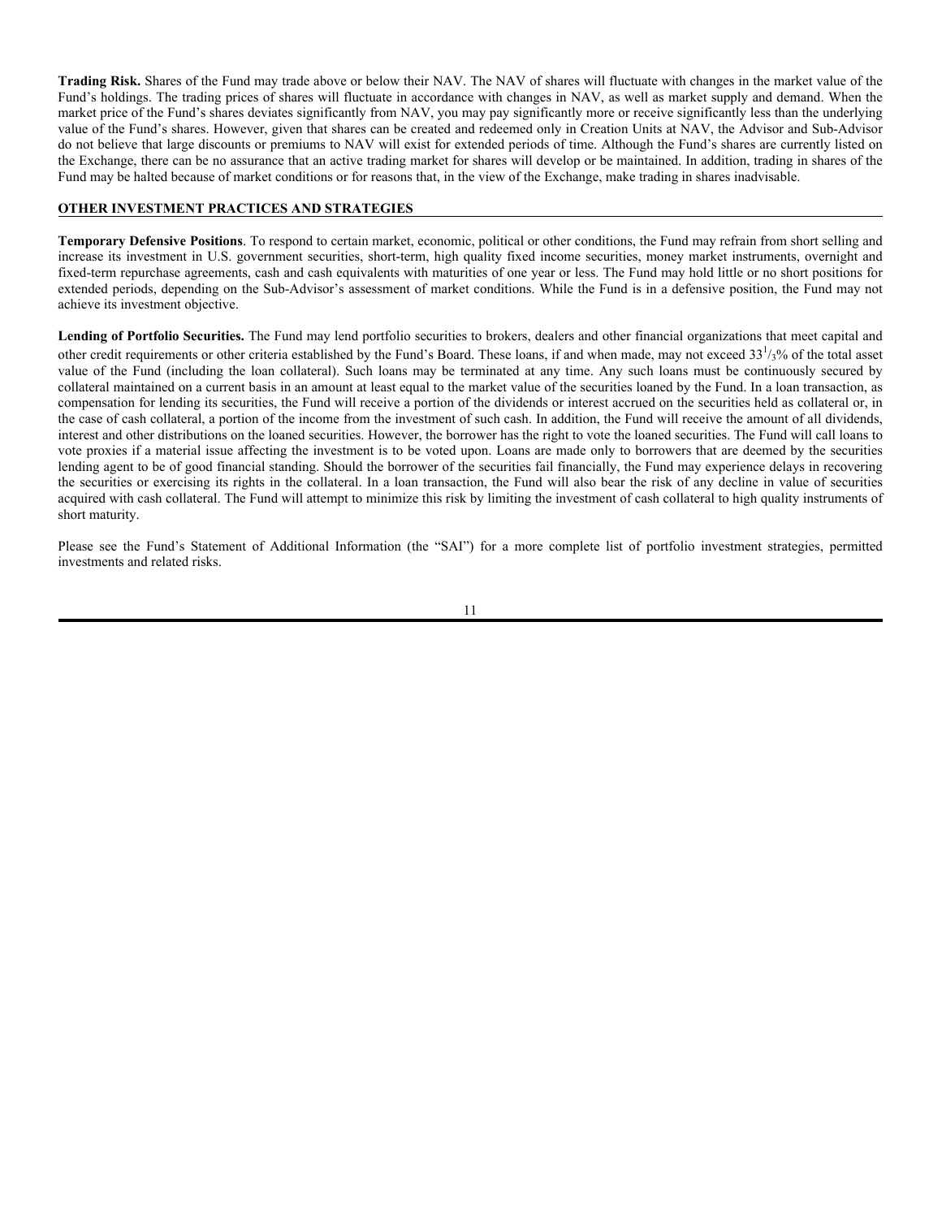**Trading Risk.** Shares of the Fund may trade above or below their NAV. The NAV of shares will fluctuate with changes in the market value of the Fund's holdings. The trading prices of shares will fluctuate in accordance with changes in NAV, as well as market supply and demand. When the market price of the Fund's shares deviates significantly from NAV, you may pay significantly more or receive significantly less than the underlying value of the Fund's shares. However, given that shares can be created and redeemed only in Creation Units at NAV, the Advisor and Sub-Advisor do not believe that large discounts or premiums to NAV will exist for extended periods of time. Although the Fund's shares are currently listed on the Exchange, there can be no assurance that an active trading market for shares will develop or be maintained. In addition, trading in shares of the Fund may be halted because of market conditions or for reasons that, in the view of the Exchange, make trading in shares inadvisable.

## OTHER INVESTMENT PRACTICES AND STRATEGIES

**Temporary Defensive Positions**. To respond to certain market, economic, political or other conditions, the Fund may refrain from short selling and increase its investment in U.S. government securities, short-term, high quality fixed income securities, money market instruments, overnight and fixed-term repurchase agreements, cash and cash equivalents with maturities of one year or less. The Fund may hold little or no short positions for extended periods, depending on the Sub-Advisor's assessment of market conditions. While the Fund is in a defensive position, the Fund may not achieve its investment objective.

**Lending of Portfolio Securities.** The Fund may lend portfolio securities to brokers, dealers and other financial organizations that meet capital and other credit requirements or other criteria established by the Fund's Board. These loans, if and when made, may not exceed $33^1/_3$% of the total asset value of the Fund (including the loan collateral). Such loans may be terminated at any time. Any such loans must be continuously secured by collateral maintained on a current basis in an amount at least equal to the market value of the securities loaned by the Fund. In a loan transaction, as compensation for lending its securities, the Fund will receive a portion of the dividends or interest accrued on the securities held as collateral or, in the case of cash collateral, a portion of the income from the investment of such cash. In addition, the Fund will receive the amount of all dividends, interest and other distributions on the loaned securities. However, the borrower has the right to vote the loaned securities. The Fund will call loans to vote proxies if a material issue affecting the investment is to be voted upon. Loans are made only to borrowers that are deemed by the securities lending agent to be of good financial standing. Should the borrower of the securities fail financially, the Fund may experience delays in recovering the securities or exercising its rights in the collateral. In a loan transaction, the Fund will also bear the risk of any decline in value of securities acquired with cash collateral. The Fund will attempt to minimize this risk by limiting the investment of cash collateral to high quality instruments of short maturity.

Please see the Fund's Statement of Additional Information (the "SAI") for a more complete list of portfolio investment strategies, permitted investments and related risks.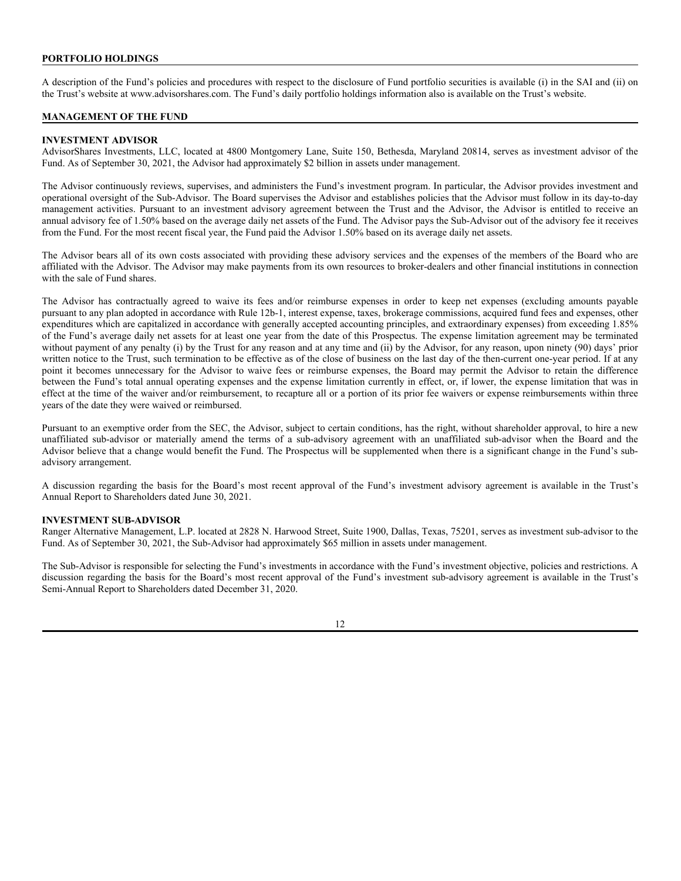## PORTFOLIO HOLDINGS

A description of the Fund's policies and procedures with respect to the disclosure of Fund portfolio securities is available (i) in the SAI and (ii) on the Trust's website at www.advisorshares.com. The Fund's daily portfolio holdings information also is available on the Trust's website.

## MANAGEMENT OF THE FUND

### INVESTMENT ADVISOR

AdvisorShares Investments, LLC, located at 4800 Montgomery Lane, Suite 150, Bethesda, Maryland 20814, serves as investment advisor of the Fund. As of September 30, 2021, the Advisor had approximately $2 billion in assets under management.

The Advisor continuously reviews, supervises, and administers the Fund's investment program. In particular, the Advisor provides investment and operational oversight of the Sub-Advisor. The Board supervises the Advisor and establishes policies that the Advisor must follow in its day-to-day management activities. Pursuant to an investment advisory agreement between the Trust and the Advisor, the Advisor is entitled to receive an annual advisory fee of 1.50% based on the average daily net assets of the Fund. The Advisor pays the Sub-Advisor out of the advisory fee it receives from the Fund. For the most recent fiscal year, the Fund paid the Advisor 1.50% based on its average daily net assets.

The Advisor bears all of its own costs associated with providing these advisory services and the expenses of the members of the Board who are affiliated with the Advisor. The Advisor may make payments from its own resources to broker-dealers and other financial institutions in connection with the sale of Fund shares.

The Advisor has contractually agreed to waive its fees and/or reimburse expenses in order to keep net expenses (excluding amounts payable pursuant to any plan adopted in accordance with Rule 12b-1, interest expense, taxes, brokerage commissions, acquired fund fees and expenses, other expenditures which are capitalized in accordance with generally accepted accounting principles, and extraordinary expenses) from exceeding 1.85% of the Fund's average daily net assets for at least one year from the date of this Prospectus. The expense limitation agreement may be terminated without payment of any penalty (i) by the Trust for any reason and at any time and (ii) by the Advisor, for any reason, upon ninety (90) days' prior written notice to the Trust, such termination to be effective as of the close of business on the last day of the then-current one-year period. If at any point it becomes unnecessary for the Advisor to waive fees or reimburse expenses, the Board may permit the Advisor to retain the difference between the Fund's total annual operating expenses and the expense limitation currently in effect, or, if lower, the expense limitation that was in effect at the time of the waiver and/or reimbursement, to recapture all or a portion of its prior fee waivers or expense reimbursements within three years of the date they were waived or reimbursed.

Pursuant to an exemptive order from the SEC, the Advisor, subject to certain conditions, has the right, without shareholder approval, to hire a new unaffiliated sub-advisor or materially amend the terms of a sub-advisory agreement with an unaffiliated sub-advisor when the Board and the Advisor believe that a change would benefit the Fund. The Prospectus will be supplemented when there is a significant change in the Fund's sub-advisory arrangement.

A discussion regarding the basis for the Board's most recent approval of the Fund's investment advisory agreement is available in the Trust's Annual Report to Shareholders dated June 30, 2021.

### INVESTMENT SUB-ADVISOR

Ranger Alternative Management, L.P. located at 2828 N. Harwood Street, Suite 1900, Dallas, Texas, 75201, serves as investment sub-advisor to the Fund. As of September 30, 2021, the Sub-Advisor had approximately $65 million in assets under management.

The Sub-Advisor is responsible for selecting the Fund's investments in accordance with the Fund's investment objective, policies and restrictions. A discussion regarding the basis for the Board's most recent approval of the Fund's investment sub-advisory agreement is available in the Trust's Semi-Annual Report to Shareholders dated December 31, 2020.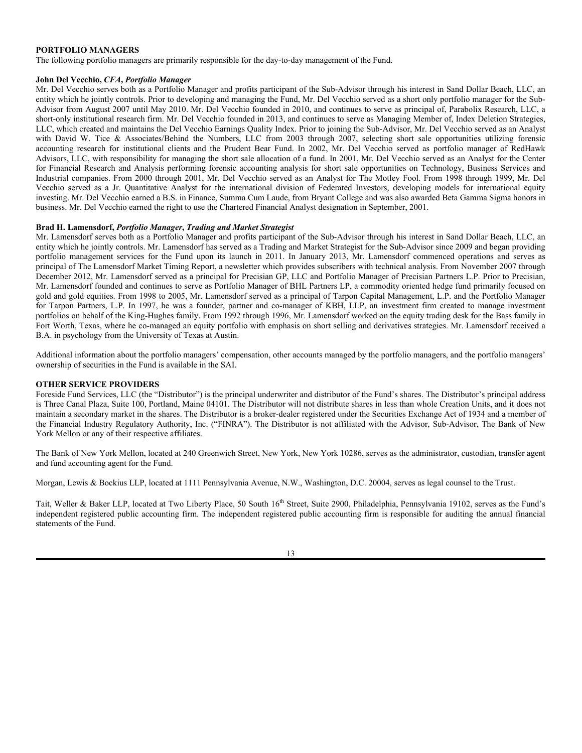## PORTFOLIO MANAGERS

The following portfolio managers are primarily responsible for the day-to-day management of the Fund.

**John Del Vecchio, *CFA*, *Portfolio Manager***

Mr. Del Vecchio serves both as a Portfolio Manager and profits participant of the Sub-Advisor through his interest in Sand Dollar Beach, LLC, an entity which he jointly controls. Prior to developing and managing the Fund, Mr. Del Vecchio served as a short only portfolio manager for the Sub-Advisor from August 2007 until May 2010. Mr. Del Vecchio founded in 2010, and continues to serve as principal of, Parabolix Research, LLC, a short-only institutional research firm. Mr. Del Vecchio founded in 2013, and continues to serve as Managing Member of, Index Deletion Strategies, LLC, which created and maintains the Del Vecchio Earnings Quality Index. Prior to joining the Sub-Advisor, Mr. Del Vecchio served as an Analyst with David W. Tice & Associates/Behind the Numbers, LLC from 2003 through 2007, selecting short sale opportunities utilizing forensic accounting research for institutional clients and the Prudent Bear Fund. In 2002, Mr. Del Vecchio served as portfolio manager of RedHawk Advisors, LLC, with responsibility for managing the short sale allocation of a fund. In 2001, Mr. Del Vecchio served as an Analyst for the Center for Financial Research and Analysis performing forensic accounting analysis for short sale opportunities on Technology, Business Services and Industrial companies. From 2000 through 2001, Mr. Del Vecchio served as an Analyst for The Motley Fool. From 1998 through 1999, Mr. Del Vecchio served as a Jr. Quantitative Analyst for the international division of Federated Investors, developing models for international equity investing. Mr. Del Vecchio earned a B.S. in Finance, Summa Cum Laude, from Bryant College and was also awarded Beta Gamma Sigma honors in business. Mr. Del Vecchio earned the right to use the Chartered Financial Analyst designation in September, 2001.

**Brad H. Lamensdorf, *Portfolio Manager*, *Trading and Market Strategist***

Mr. Lamensdorf serves both as a Portfolio Manager and profits participant of the Sub-Advisor through his interest in Sand Dollar Beach, LLC, an entity which he jointly controls. Mr. Lamensdorf has served as a Trading and Market Strategist for the Sub-Advisor since 2009 and began providing portfolio management services for the Fund upon its launch in 2011. In January 2013, Mr. Lamensdorf commenced operations and serves as principal of The Lamensdorf Market Timing Report, a newsletter which provides subscribers with technical analysis. From November 2007 through December 2012, Mr. Lamensdorf served as a principal for Precisian GP, LLC and Portfolio Manager of Precisian Partners L.P. Prior to Precisian, Mr. Lamensdorf founded and continues to serve as Portfolio Manager of BHL Partners LP, a commodity oriented hedge fund primarily focused on gold and gold equities. From 1998 to 2005, Mr. Lamensdorf served as a principal of Tarpon Capital Management, L.P. and the Portfolio Manager for Tarpon Partners, L.P. In 1997, he was a founder, partner and co-manager of KBH, LLP, an investment firm created to manage investment portfolios on behalf of the King-Hughes family. From 1992 through 1996, Mr. Lamensdorf worked on the equity trading desk for the Bass family in Fort Worth, Texas, where he co-managed an equity portfolio with emphasis on short selling and derivatives strategies. Mr. Lamensdorf received a B.A. in psychology from the University of Texas at Austin.

Additional information about the portfolio managers' compensation, other accounts managed by the portfolio managers, and the portfolio managers' ownership of securities in the Fund is available in the SAI.

## OTHER SERVICE PROVIDERS

Foreside Fund Services, LLC (the "Distributor") is the principal underwriter and distributor of the Fund's shares. The Distributor's principal address is Three Canal Plaza, Suite 100, Portland, Maine 04101. The Distributor will not distribute shares in less than whole Creation Units, and it does not maintain a secondary market in the shares. The Distributor is a broker-dealer registered under the Securities Exchange Act of 1934 and a member of the Financial Industry Regulatory Authority, Inc. ("FINRA"). The Distributor is not affiliated with the Advisor, Sub-Advisor, The Bank of New York Mellon or any of their respective affiliates.

The Bank of New York Mellon, located at 240 Greenwich Street, New York, New York 10286, serves as the administrator, custodian, transfer agent and fund accounting agent for the Fund.

Morgan, Lewis & Bockius LLP, located at 1111 Pennsylvania Avenue, N.W., Washington, D.C. 20004, serves as legal counsel to the Trust.

Tait, Weller & Baker LLP, located at Two Liberty Place, 50 South 16th Street, Suite 2900, Philadelphia, Pennsylvania 19102, serves as the Fund's independent registered public accounting firm. The independent registered public accounting firm is responsible for auditing the annual financial statements of the Fund.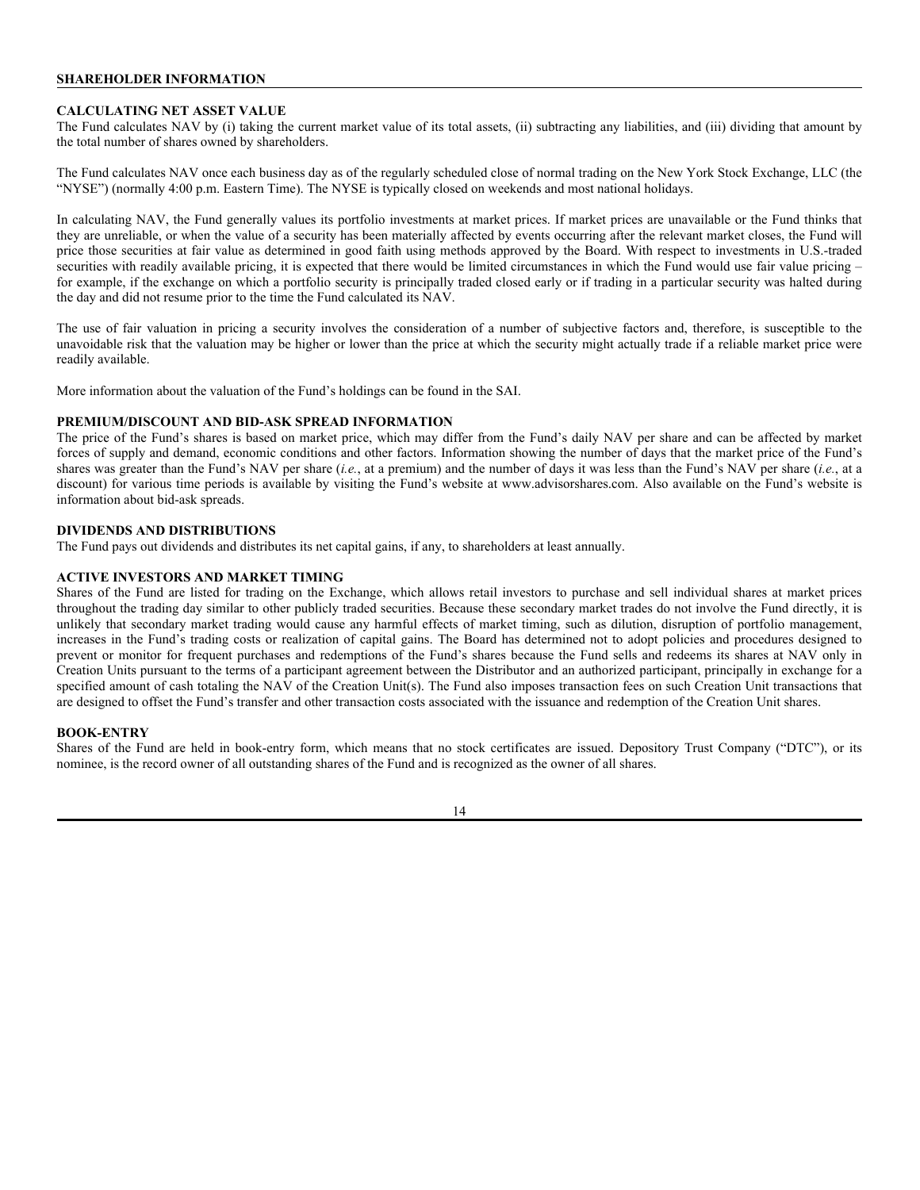## SHAREHOLDER INFORMATION

### CALCULATING NET ASSET VALUE

The Fund calculates NAV by (i) taking the current market value of its total assets, (ii) subtracting any liabilities, and (iii) dividing that amount by the total number of shares owned by shareholders.

The Fund calculates NAV once each business day as of the regularly scheduled close of normal trading on the New York Stock Exchange, LLC (the "NYSE") (normally 4:00 p.m. Eastern Time). The NYSE is typically closed on weekends and most national holidays.

In calculating NAV, the Fund generally values its portfolio investments at market prices. If market prices are unavailable or the Fund thinks that they are unreliable, or when the value of a security has been materially affected by events occurring after the relevant market closes, the Fund will price those securities at fair value as determined in good faith using methods approved by the Board. With respect to investments in U.S.-traded securities with readily available pricing, it is expected that there would be limited circumstances in which the Fund would use fair value pricing – for example, if the exchange on which a portfolio security is principally traded closed early or if trading in a particular security was halted during the day and did not resume prior to the time the Fund calculated its NAV.

The use of fair valuation in pricing a security involves the consideration of a number of subjective factors and, therefore, is susceptible to the unavoidable risk that the valuation may be higher or lower than the price at which the security might actually trade if a reliable market price were readily available.

More information about the valuation of the Fund's holdings can be found in the SAI.

### PREMIUM/DISCOUNT AND BID-ASK SPREAD INFORMATION

The price of the Fund's shares is based on market price, which may differ from the Fund's daily NAV per share and can be affected by market forces of supply and demand, economic conditions and other factors. Information showing the number of days that the market price of the Fund's shares was greater than the Fund's NAV per share (*i.e.*, at a premium) and the number of days it was less than the Fund's NAV per share (*i.e.*, at a discount) for various time periods is available by visiting the Fund's website at www.advisorshares.com. Also available on the Fund's website is information about bid-ask spreads.

### DIVIDENDS AND DISTRIBUTIONS

The Fund pays out dividends and distributes its net capital gains, if any, to shareholders at least annually.

### ACTIVE INVESTORS AND MARKET TIMING

Shares of the Fund are listed for trading on the Exchange, which allows retail investors to purchase and sell individual shares at market prices throughout the trading day similar to other publicly traded securities. Because these secondary market trades do not involve the Fund directly, it is unlikely that secondary market trading would cause any harmful effects of market timing, such as dilution, disruption of portfolio management, increases in the Fund's trading costs or realization of capital gains. The Board has determined not to adopt policies and procedures designed to prevent or monitor for frequent purchases and redemptions of the Fund's shares because the Fund sells and redeems its shares at NAV only in Creation Units pursuant to the terms of a participant agreement between the Distributor and an authorized participant, principally in exchange for a specified amount of cash totaling the NAV of the Creation Unit(s). The Fund also imposes transaction fees on such Creation Unit transactions that are designed to offset the Fund's transfer and other transaction costs associated with the issuance and redemption of the Creation Unit shares.

### BOOK-ENTRY

Shares of the Fund are held in book-entry form, which means that no stock certificates are issued. Depository Trust Company ("DTC"), or its nominee, is the record owner of all outstanding shares of the Fund and is recognized as the owner of all shares.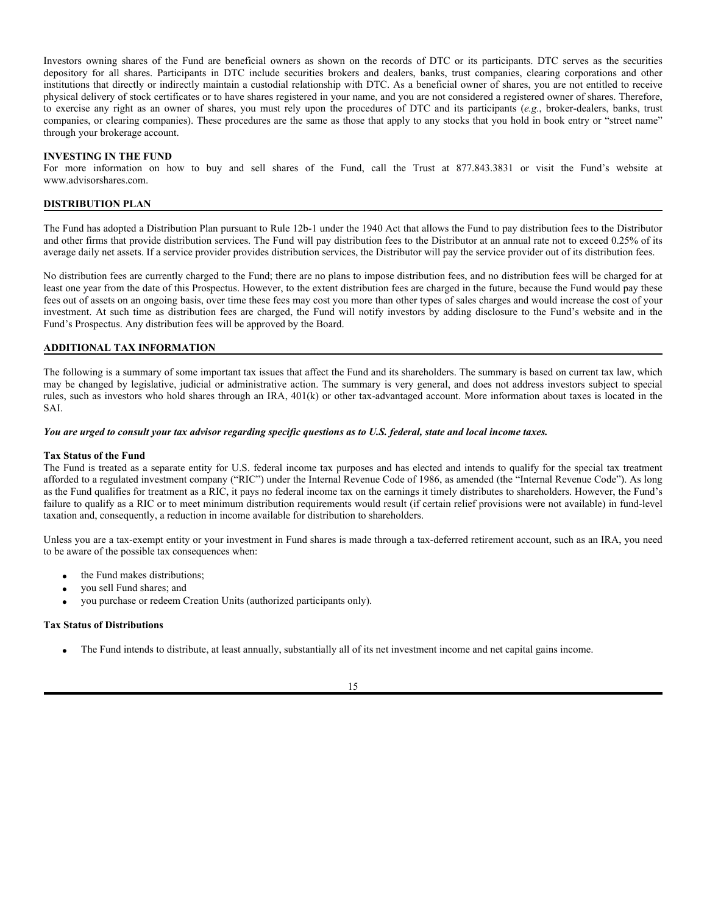Investors owning shares of the Fund are beneficial owners as shown on the records of DTC or its participants. DTC serves as the securities depository for all shares. Participants in DTC include securities brokers and dealers, banks, trust companies, clearing corporations and other institutions that directly or indirectly maintain a custodial relationship with DTC. As a beneficial owner of shares, you are not entitled to receive physical delivery of stock certificates or to have shares registered in your name, and you are not considered a registered owner of shares. Therefore, to exercise any right as an owner of shares, you must rely upon the procedures of DTC and its participants (*e.g.*, broker-dealers, banks, trust companies, or clearing companies). These procedures are the same as those that apply to any stocks that you hold in book entry or "street name" through your brokerage account.

**INVESTING IN THE FUND**

For more information on how to buy and sell shares of the Fund, call the Trust at 877.843.3831 or visit the Fund's website at www.advisorshares.com.

## DISTRIBUTION PLAN

The Fund has adopted a Distribution Plan pursuant to Rule 12b-1 under the 1940 Act that allows the Fund to pay distribution fees to the Distributor and other firms that provide distribution services. The Fund will pay distribution fees to the Distributor at an annual rate not to exceed 0.25% of its average daily net assets. If a service provider provides distribution services, the Distributor will pay the service provider out of its distribution fees.

No distribution fees are currently charged to the Fund; there are no plans to impose distribution fees, and no distribution fees will be charged for at least one year from the date of this Prospectus. However, to the extent distribution fees are charged in the future, because the Fund would pay these fees out of assets on an ongoing basis, over time these fees may cost you more than other types of sales charges and would increase the cost of your investment. At such time as distribution fees are charged, the Fund will notify investors by adding disclosure to the Fund's website and in the Fund's Prospectus. Any distribution fees will be approved by the Board.

## ADDITIONAL TAX INFORMATION

The following is a summary of some important tax issues that affect the Fund and its shareholders. The summary is based on current tax law, which may be changed by legislative, judicial or administrative action. The summary is very general, and does not address investors subject to special rules, such as investors who hold shares through an IRA, 401(k) or other tax-advantaged account. More information about taxes is located in the SAI.

***You are urged to consult your tax advisor regarding specific questions as to U.S. federal, state and local income taxes.***

**Tax Status of the Fund**

The Fund is treated as a separate entity for U.S. federal income tax purposes and has elected and intends to qualify for the special tax treatment afforded to a regulated investment company ("RIC") under the Internal Revenue Code of 1986, as amended (the "Internal Revenue Code"). As long as the Fund qualifies for treatment as a RIC, it pays no federal income tax on the earnings it timely distributes to shareholders. However, the Fund's failure to qualify as a RIC or to meet minimum distribution requirements would result (if certain relief provisions were not available) in fund-level taxation and, consequently, a reduction in income available for distribution to shareholders.

Unless you are a tax-exempt entity or your investment in Fund shares is made through a tax-deferred retirement account, such as an IRA, you need to be aware of the possible tax consequences when:

- the Fund makes distributions;
- you sell Fund shares; and
- you purchase or redeem Creation Units (authorized participants only).

**Tax Status of Distributions**

- The Fund intends to distribute, at least annually, substantially all of its net investment income and net capital gains income.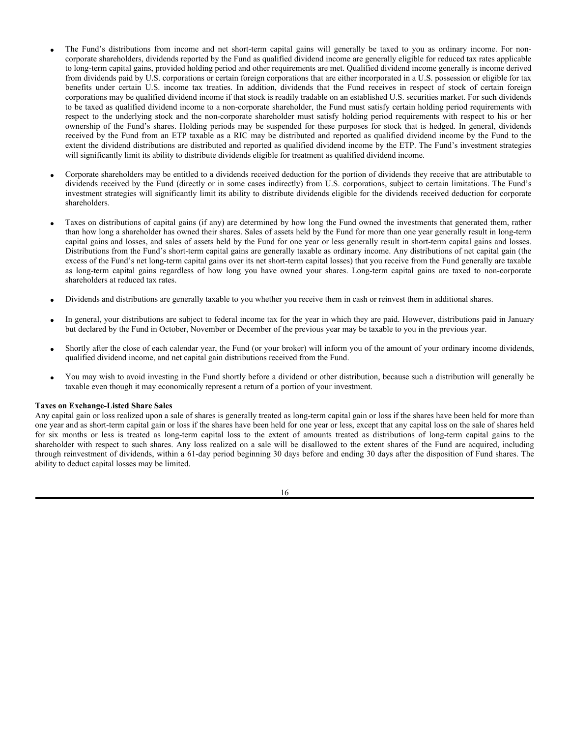- The Fund's distributions from income and net short-term capital gains will generally be taxed to you as ordinary income. For non-corporate shareholders, dividends reported by the Fund as qualified dividend income are generally eligible for reduced tax rates applicable to long-term capital gains, provided holding period and other requirements are met. Qualified dividend income generally is income derived from dividends paid by U.S. corporations or certain foreign corporations that are either incorporated in a U.S. possession or eligible for tax benefits under certain U.S. income tax treaties. In addition, dividends that the Fund receives in respect of stock of certain foreign corporations may be qualified dividend income if that stock is readily tradable on an established U.S. securities market. For such dividends to be taxed as qualified dividend income to a non-corporate shareholder, the Fund must satisfy certain holding period requirements with respect to the underlying stock and the non-corporate shareholder must satisfy holding period requirements with respect to his or her ownership of the Fund's shares. Holding periods may be suspended for these purposes for stock that is hedged. In general, dividends received by the Fund from an ETP taxable as a RIC may be distributed and reported as qualified dividend income by the Fund to the extent the dividend distributions are distributed and reported as qualified dividend income by the ETP. The Fund's investment strategies will significantly limit its ability to distribute dividends eligible for treatment as qualified dividend income.

- Corporate shareholders may be entitled to a dividends received deduction for the portion of dividends they receive that are attributable to dividends received by the Fund (directly or in some cases indirectly) from U.S. corporations, subject to certain limitations. The Fund's investment strategies will significantly limit its ability to distribute dividends eligible for the dividends received deduction for corporate shareholders.

- Taxes on distributions of capital gains (if any) are determined by how long the Fund owned the investments that generated them, rather than how long a shareholder has owned their shares. Sales of assets held by the Fund for more than one year generally result in long-term capital gains and losses, and sales of assets held by the Fund for one year or less generally result in short-term capital gains and losses. Distributions from the Fund's short-term capital gains are generally taxable as ordinary income. Any distributions of net capital gain (the excess of the Fund's net long-term capital gains over its net short-term capital losses) that you receive from the Fund generally are taxable as long-term capital gains regardless of how long you have owned your shares. Long-term capital gains are taxed to non-corporate shareholders at reduced tax rates.

- Dividends and distributions are generally taxable to you whether you receive them in cash or reinvest them in additional shares.

- In general, your distributions are subject to federal income tax for the year in which they are paid. However, distributions paid in January but declared by the Fund in October, November or December of the previous year may be taxable to you in the previous year.

- Shortly after the close of each calendar year, the Fund (or your broker) will inform you of the amount of your ordinary income dividends, qualified dividend income, and net capital gain distributions received from the Fund.

- You may wish to avoid investing in the Fund shortly before a dividend or other distribution, because such a distribution will generally be taxable even though it may economically represent a return of a portion of your investment.

**Taxes on Exchange-Listed Share Sales**

Any capital gain or loss realized upon a sale of shares is generally treated as long-term capital gain or loss if the shares have been held for more than one year and as short-term capital gain or loss if the shares have been held for one year or less, except that any capital loss on the sale of shares held for six months or less is treated as long-term capital loss to the extent of amounts treated as distributions of long-term capital gains to the shareholder with respect to such shares. Any loss realized on a sale will be disallowed to the extent shares of the Fund are acquired, including through reinvestment of dividends, within a 61-day period beginning 30 days before and ending 30 days after the disposition of Fund shares. The ability to deduct capital losses may be limited.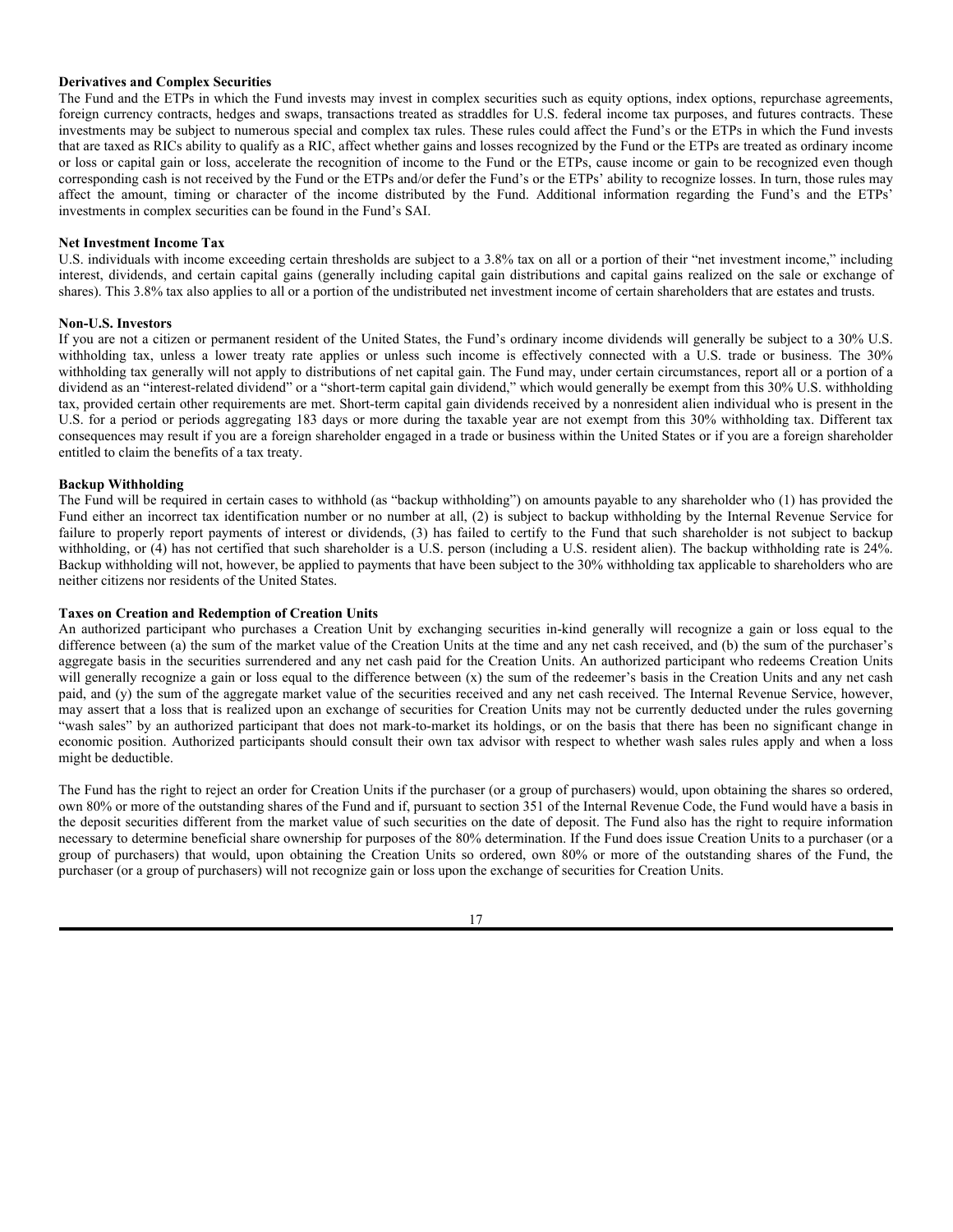**Derivatives and Complex Securities**

The Fund and the ETPs in which the Fund invests may invest in complex securities such as equity options, index options, repurchase agreements, foreign currency contracts, hedges and swaps, transactions treated as straddles for U.S. federal income tax purposes, and futures contracts. These investments may be subject to numerous special and complex tax rules. These rules could affect the Fund's or the ETPs in which the Fund invests that are taxed as RICs ability to qualify as a RIC, affect whether gains and losses recognized by the Fund or the ETPs are treated as ordinary income or loss or capital gain or loss, accelerate the recognition of income to the Fund or the ETPs, cause income or gain to be recognized even though corresponding cash is not received by the Fund or the ETPs and/or defer the Fund's or the ETPs' ability to recognize losses. In turn, those rules may affect the amount, timing or character of the income distributed by the Fund. Additional information regarding the Fund's and the ETPs' investments in complex securities can be found in the Fund's SAI.

**Net Investment Income Tax**

U.S. individuals with income exceeding certain thresholds are subject to a 3.8% tax on all or a portion of their "net investment income," including interest, dividends, and certain capital gains (generally including capital gain distributions and capital gains realized on the sale or exchange of shares). This 3.8% tax also applies to all or a portion of the undistributed net investment income of certain shareholders that are estates and trusts.

**Non-U.S. Investors**

If you are not a citizen or permanent resident of the United States, the Fund's ordinary income dividends will generally be subject to a 30% U.S. withholding tax, unless a lower treaty rate applies or unless such income is effectively connected with a U.S. trade or business. The 30% withholding tax generally will not apply to distributions of net capital gain. The Fund may, under certain circumstances, report all or a portion of a dividend as an "interest-related dividend" or a "short-term capital gain dividend," which would generally be exempt from this 30% U.S. withholding tax, provided certain other requirements are met. Short-term capital gain dividends received by a nonresident alien individual who is present in the U.S. for a period or periods aggregating 183 days or more during the taxable year are not exempt from this 30% withholding tax. Different tax consequences may result if you are a foreign shareholder engaged in a trade or business within the United States or if you are a foreign shareholder entitled to claim the benefits of a tax treaty.

**Backup Withholding**

The Fund will be required in certain cases to withhold (as "backup withholding") on amounts payable to any shareholder who (1) has provided the Fund either an incorrect tax identification number or no number at all, (2) is subject to backup withholding by the Internal Revenue Service for failure to properly report payments of interest or dividends, (3) has failed to certify to the Fund that such shareholder is not subject to backup withholding, or (4) has not certified that such shareholder is a U.S. person (including a U.S. resident alien). The backup withholding rate is 24%. Backup withholding will not, however, be applied to payments that have been subject to the 30% withholding tax applicable to shareholders who are neither citizens nor residents of the United States.

**Taxes on Creation and Redemption of Creation Units**

An authorized participant who purchases a Creation Unit by exchanging securities in-kind generally will recognize a gain or loss equal to the difference between (a) the sum of the market value of the Creation Units at the time and any net cash received, and (b) the sum of the purchaser's aggregate basis in the securities surrendered and any net cash paid for the Creation Units. An authorized participant who redeems Creation Units will generally recognize a gain or loss equal to the difference between (x) the sum of the redeemer's basis in the Creation Units and any net cash paid, and (y) the sum of the aggregate market value of the securities received and any net cash received. The Internal Revenue Service, however, may assert that a loss that is realized upon an exchange of securities for Creation Units may not be currently deducted under the rules governing "wash sales" by an authorized participant that does not mark-to-market its holdings, or on the basis that there has been no significant change in economic position. Authorized participants should consult their own tax advisor with respect to whether wash sales rules apply and when a loss might be deductible.

The Fund has the right to reject an order for Creation Units if the purchaser (or a group of purchasers) would, upon obtaining the shares so ordered, own 80% or more of the outstanding shares of the Fund and if, pursuant to section 351 of the Internal Revenue Code, the Fund would have a basis in the deposit securities different from the market value of such securities on the date of deposit. The Fund also has the right to require information necessary to determine beneficial share ownership for purposes of the 80% determination. If the Fund does issue Creation Units to a purchaser (or a group of purchasers) that would, upon obtaining the Creation Units so ordered, own 80% or more of the outstanding shares of the Fund, the purchaser (or a group of purchasers) will not recognize gain or loss upon the exchange of securities for Creation Units.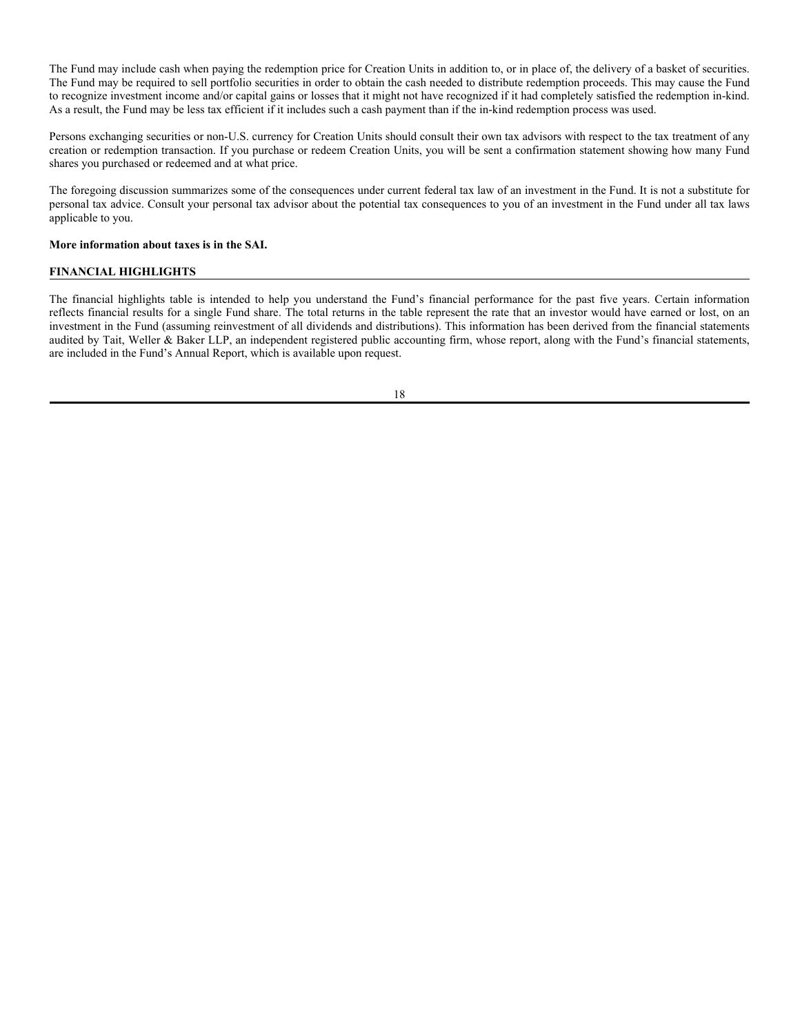The Fund may include cash when paying the redemption price for Creation Units in addition to, or in place of, the delivery of a basket of securities. The Fund may be required to sell portfolio securities in order to obtain the cash needed to distribute redemption proceeds. This may cause the Fund to recognize investment income and/or capital gains or losses that it might not have recognized if it had completely satisfied the redemption in-kind. As a result, the Fund may be less tax efficient if it includes such a cash payment than if the in-kind redemption process was used.

Persons exchanging securities or non-U.S. currency for Creation Units should consult their own tax advisors with respect to the tax treatment of any creation or redemption transaction. If you purchase or redeem Creation Units, you will be sent a confirmation statement showing how many Fund shares you purchased or redeemed and at what price.

The foregoing discussion summarizes some of the consequences under current federal tax law of an investment in the Fund. It is not a substitute for personal tax advice. Consult your personal tax advisor about the potential tax consequences to you of an investment in the Fund under all tax laws applicable to you.

**More information about taxes is in the SAI.**

## FINANCIAL HIGHLIGHTS

The financial highlights table is intended to help you understand the Fund's financial performance for the past five years. Certain information reflects financial results for a single Fund share. The total returns in the table represent the rate that an investor would have earned or lost, on an investment in the Fund (assuming reinvestment of all dividends and distributions). This information has been derived from the financial statements audited by Tait, Weller & Baker LLP, an independent registered public accounting firm, whose report, along with the Fund's financial statements, are included in the Fund's Annual Report, which is available upon request.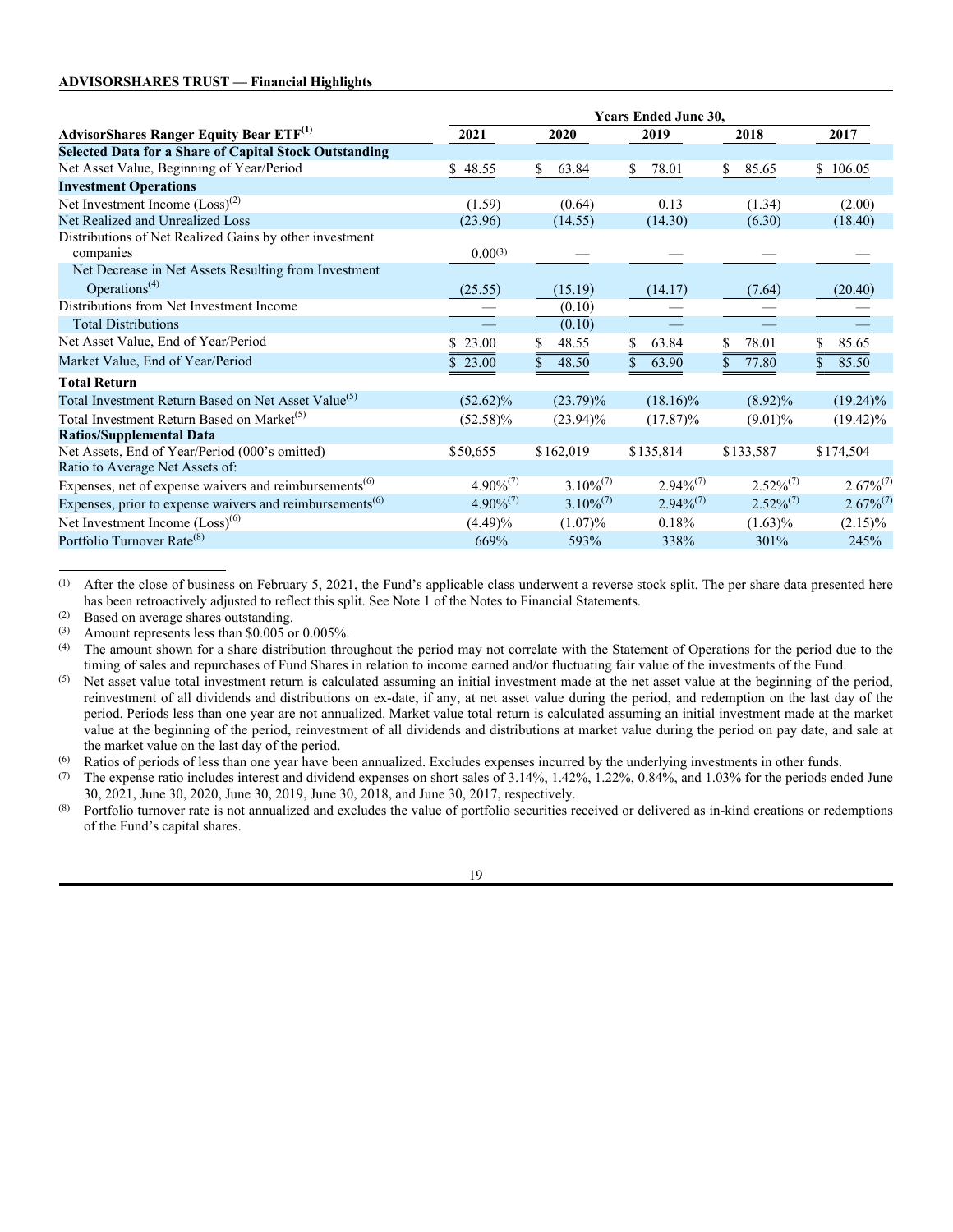**ADVISORSHARES TRUST — Financial Highlights**

| AdvisorShares Ranger Equity Bear ETF[(1)] | Years Ended June 30, 2021 | 2020 | 2019 | 2018 | 2017 |
|---|---|---|---|---|---|
| **Selected Data for a Share of Capital Stock Outstanding** | | | | | |
| Net Asset Value, Beginning of Year/Period | $ 48.55 | $ 63.84 | $ 78.01 | $ 85.65 | $ 106.05 |
| **Investment Operations** | | | | | |
| Net Investment Income (Loss)[(2)] | (1.59) | (0.64) | 0.13 | (1.34) | (2.00) |
| Net Realized and Unrealized Loss | (23.96) | (14.55) | (14.30) | (6.30) | (18.40) |
| Distributions of Net Realized Gains by other investment companies | 0.00[(3)] | — | — | — | — |
| Net Decrease in Net Assets Resulting from Investment Operations[(4)] | (25.55) | (15.19) | (14.17) | (7.64) | (20.40) |
| Distributions from Net Investment Income | — | (0.10) | — | — | — |
| Total Distributions | — | (0.10) | — | — | — |
| Net Asset Value, End of Year/Period | $ 23.00 | $ 48.55 | $ 63.84 | $ 78.01 | $ 85.65 |
| Market Value, End of Year/Period | $ 23.00 | $ 48.50 | $ 63.90 | $ 77.80 | $ 85.50 |
| **Total Return** | | | | | |
| Total Investment Return Based on Net Asset Value[(5)] | (52.62)% | (23.79)% | (18.16)% | (8.92)% | (19.24)% |
| Total Investment Return Based on Market[(5)] | (52.58)% | (23.94)% | (17.87)% | (9.01)% | (19.42)% |
| **Ratios/Supplemental Data** | | | | | |
| Net Assets, End of Year/Period (000's omitted) | $50,655 | $162,019 | $135,814 | $133,587 | $174,504 |
| Ratio to Average Net Assets of: | | | | | |
| Expenses, net of expense waivers and reimbursements[(6)] | 4.90%[(7)] | 3.10%[(7)] | 2.94%[(7)] | 2.52%[(7)] | 2.67%[(7)] |
| Expenses, prior to expense waivers and reimbursements[(6)] | 4.90%[(7)] | 3.10%[(7)] | 2.94%[(7)] | 2.52%[(7)] | 2.67%[(7)] |
| Net Investment Income (Loss)[(6)] | (4.49)% | (1.07)% | 0.18% | (1.63)% | (2.15)% |
| Portfolio Turnover Rate[(8)] | 669% | 593% | 338% | 301% | 245% |

(1) After the close of business on February 5, 2021, the Fund's applicable class underwent a reverse stock split. The per share data presented here has been retroactively adjusted to reflect this split. See Note 1 of the Notes to Financial Statements.

(2) Based on average shares outstanding.

(3) Amount represents less than $0.005 or 0.005%.

(4) The amount shown for a share distribution throughout the period may not correlate with the Statement of Operations for the period due to the timing of sales and repurchases of Fund Shares in relation to income earned and/or fluctuating fair value of the investments of the Fund.

(5) Net asset value total investment return is calculated assuming an initial investment made at the net asset value at the beginning of the period, reinvestment of all dividends and distributions on ex-date, if any, at net asset value during the period, and redemption on the last day of the period. Periods less than one year are not annualized. Market value total return is calculated assuming an initial investment made at the market value at the beginning of the period, reinvestment of all dividends and distributions at market value during the period on pay date, and sale at the market value on the last day of the period.

(6) Ratios of periods of less than one year have been annualized. Excludes expenses incurred by the underlying investments in other funds.

(7) The expense ratio includes interest and dividend expenses on short sales of 3.14%, 1.42%, 1.22%, 0.84%, and 1.03% for the periods ended June 30, 2021, June 30, 2020, June 30, 2019, June 30, 2018, and June 30, 2017, respectively.

(8) Portfolio turnover rate is not annualized and excludes the value of portfolio securities received or delivered as in-kind creations or redemptions of the Fund's capital shares.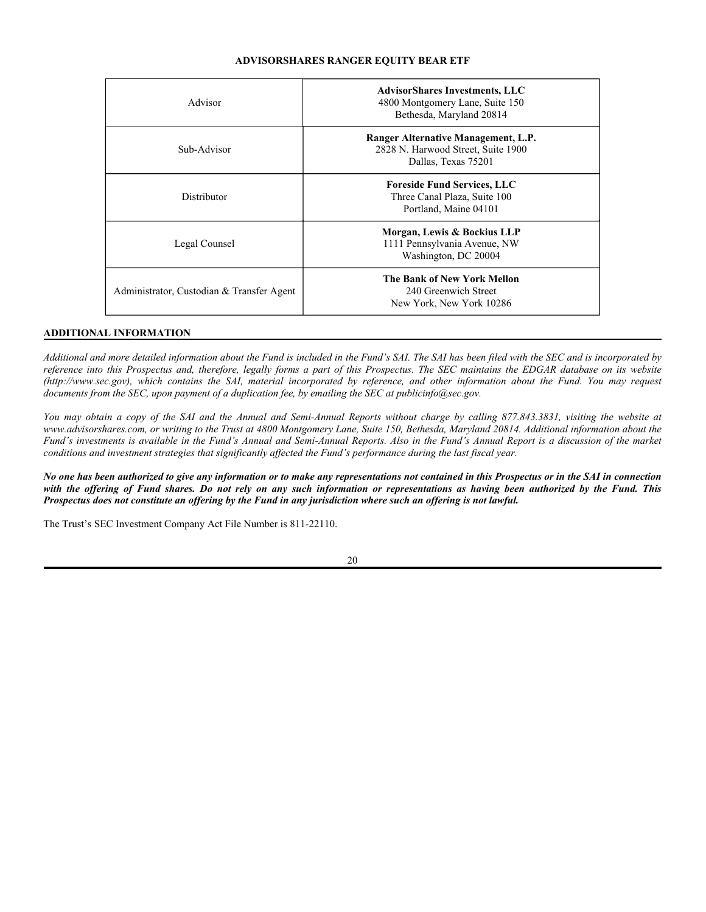**ADVISORSHARES RANGER EQUITY BEAR ETF**

| | |
|---|---|
| Advisor | **AdvisorShares Investments, LLC**<br>4800 Montgomery Lane, Suite 150<br>Bethesda, Maryland 20814 |
| Sub-Advisor | **Ranger Alternative Management, L.P.**<br>2828 N. Harwood Street, Suite 1900<br>Dallas, Texas 75201 |
| Distributor | **Foreside Fund Services, LLC**<br>Three Canal Plaza, Suite 100<br>Portland, Maine 04101 |
| Legal Counsel | **Morgan, Lewis & Bockius LLP**<br>1111 Pennsylvania Avenue, NW<br>Washington, DC 20004 |
| Administrator, Custodian & Transfer Agent | **The Bank of New York Mellon**<br>240 Greenwich Street<br>New York, New York 10286 |

## ADDITIONAL INFORMATION

*Additional and more detailed information about the Fund is included in the Fund's SAI. The SAI has been filed with the SEC and is incorporated by reference into this Prospectus and, therefore, legally forms a part of this Prospectus. The SEC maintains the EDGAR database on its website (http://www.sec.gov), which contains the SAI, material incorporated by reference, and other information about the Fund. You may request documents from the SEC, upon payment of a duplication fee, by emailing the SEC at publicinfo@sec.gov.*

*You may obtain a copy of the SAI and the Annual and Semi-Annual Reports without charge by calling 877.843.3831, visiting the website at www.advisorshares.com, or writing to the Trust at 4800 Montgomery Lane, Suite 150, Bethesda, Maryland 20814. Additional information about the Fund's investments is available in the Fund's Annual and Semi-Annual Reports. Also in the Fund's Annual Report is a discussion of the market conditions and investment strategies that significantly affected the Fund's performance during the last fiscal year.*

***No one has been authorized to give any information or to make any representations not contained in this Prospectus or in the SAI in connection with the offering of Fund shares. Do not rely on any such information or representations as having been authorized by the Fund. This Prospectus does not constitute an offering by the Fund in any jurisdiction where such an offering is not lawful.***

The Trust's SEC Investment Company Act File Number is 811-22110.